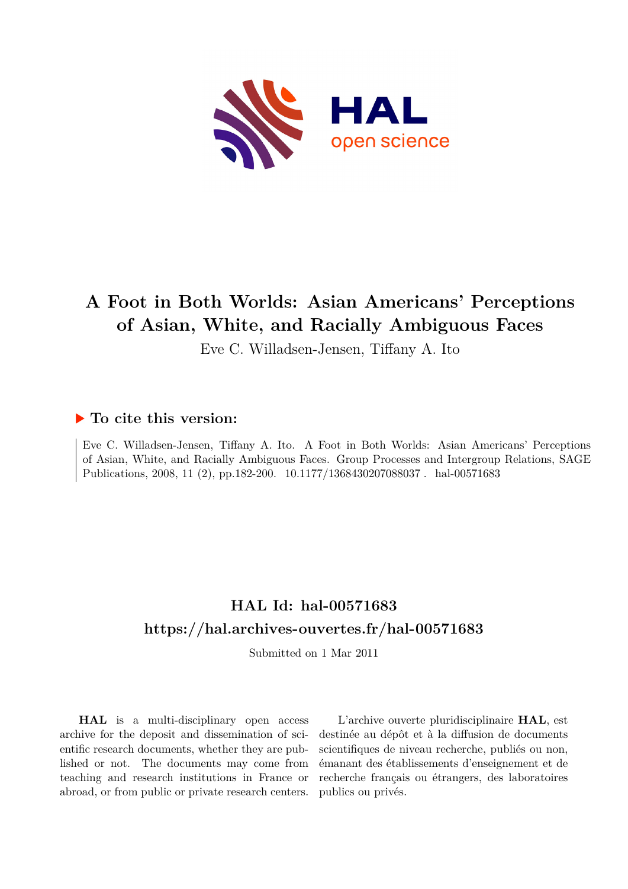# A Foot in Both Worlds: Asian Americans' Perceptions of Asian, White, and Racially Ambiguous Faces

Eve C. Willadsen-Jensen, Tiffany A. Ito

## ▶ To cite this version:

Eve C. Willadsen-Jensen, Tiffany A. Ito. A Foot in Both Worlds: Asian Americans' Perceptions of Asian, White, and Racially Ambiguous Faces. Group Processes and Intergroup Relations, SAGE Publications, 2008, 11 (2), pp.182-200. 10.1177/1368430207088037 . hal-00571683

## HAL Id: hal-00571683
## https://hal.archives-ouvertes.fr/hal-00571683

Submitted on 1 Mar 2011

**HAL** is a multi-disciplinary open access archive for the deposit and dissemination of scientific research documents, whether they are published or not. The documents may come from teaching and research institutions in France or abroad, or from public or private research centers.

L'archive ouverte pluridisciplinaire **HAL**, est destinée au dépôt et à la diffusion de documents scientifiques de niveau recherche, publiés ou non, émanant des établissements d'enseignement et de recherche français ou étrangers, des laboratoires publics ou privés.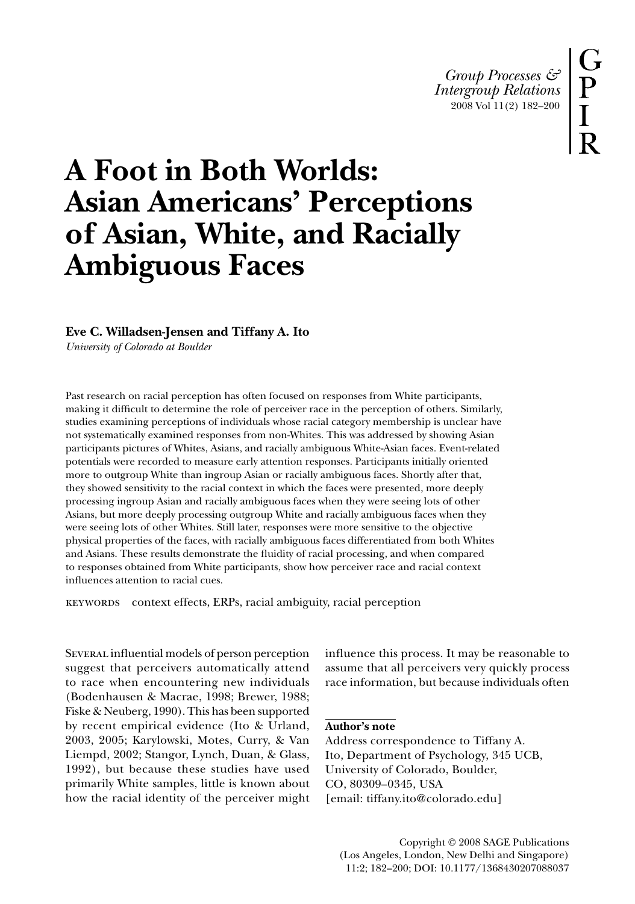# A Foot in Both Worlds: Asian Americans' Perceptions of Asian, White, and Racially Ambiguous Faces

**Eve C. Willadsen-Jensen and Tiffany A. Ito**

*University of Colorado at Boulder*

Past research on racial perception has often focused on responses from White participants, making it difficult to determine the role of perceiver race in the perception of others. Similarly, studies examining perceptions of individuals whose racial category membership is unclear have not systematically examined responses from non-Whites. This was addressed by showing Asian participants pictures of Whites, Asians, and racially ambiguous White-Asian faces. Event-related potentials were recorded to measure early attention responses. Participants initially oriented more to outgroup White than ingroup Asian or racially ambiguous faces. Shortly after that, they showed sensitivity to the racial context in which the faces were presented, more deeply processing ingroup Asian and racially ambiguous faces when they were seeing lots of other Asians, but more deeply processing outgroup White and racially ambiguous faces when they were seeing lots of other Whites. Still later, responses were more sensitive to the objective physical properties of the faces, with racially ambiguous faces differentiated from both Whites and Asians. These results demonstrate the fluidity of racial processing, and when compared to responses obtained from White participants, show how perceiver race and racial context influences attention to racial cues.

KEYWORDS context effects, ERPs, racial ambiguity, racial perception

SEVERAL influential models of person perception suggest that perceivers automatically attend to race when encountering new individuals (Bodenhausen & Macrae, 1998; Brewer, 1988; Fiske & Neuberg, 1990). This has been supported by recent empirical evidence (Ito & Urland, 2003, 2005; Karylowski, Motes, Curry, & Van Liempd, 2002; Stangor, Lynch, Duan, & Glass, 1992), but because these studies have used primarily White samples, little is known about how the racial identity of the perceiver might influence this process. It may be reasonable to assume that all perceivers very quickly process race information, but because individuals often

**Author's note**

Address correspondence to Tiffany A. Ito, Department of Psychology, 345 UCB, University of Colorado, Boulder, CO, 80309–0345, USA [email: tiffany.ito@colorado.edu]

Copyright © 2008 SAGE Publications (Los Angeles, London, New Delhi and Singapore) 11:2; 182–200; DOI: 10.1177/1368430207088037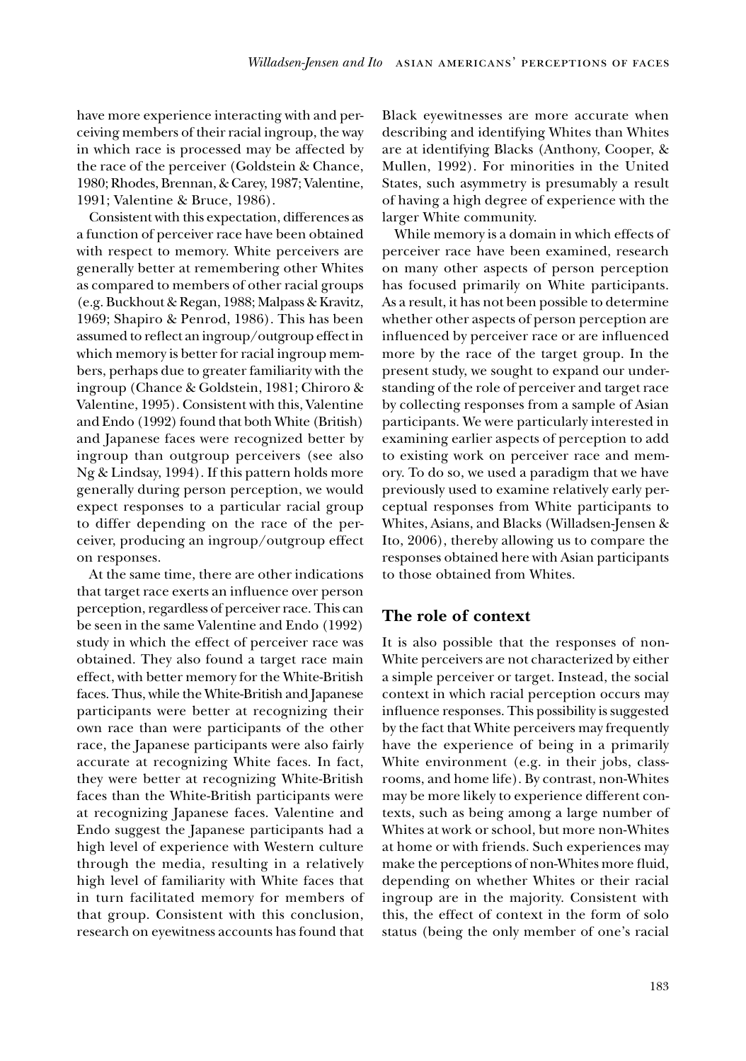have more experience interacting with and perceiving members of their racial ingroup, the way in which race is processed may be affected by the race of the perceiver (Goldstein & Chance, 1980; Rhodes, Brennan, & Carey, 1987; Valentine, 1991; Valentine & Bruce, 1986).

Consistent with this expectation, differences as a function of perceiver race have been obtained with respect to memory. White perceivers are generally better at remembering other Whites as compared to members of other racial groups (e.g. Buckhout & Regan, 1988; Malpass & Kravitz, 1969; Shapiro & Penrod, 1986). This has been assumed to reflect an ingroup/outgroup effect in which memory is better for racial ingroup members, perhaps due to greater familiarity with the ingroup (Chance & Goldstein, 1981; Chiroro & Valentine, 1995). Consistent with this, Valentine and Endo (1992) found that both White (British) and Japanese faces were recognized better by ingroup than outgroup perceivers (see also Ng & Lindsay, 1994). If this pattern holds more generally during person perception, we would expect responses to a particular racial group to differ depending on the race of the perceiver, producing an ingroup/outgroup effect on responses.

At the same time, there are other indications that target race exerts an influence over person perception, regardless of perceiver race. This can be seen in the same Valentine and Endo (1992) study in which the effect of perceiver race was obtained. They also found a target race main effect, with better memory for the White-British faces. Thus, while the White-British and Japanese participants were better at recognizing their own race than were participants of the other race, the Japanese participants were also fairly accurate at recognizing White faces. In fact, they were better at recognizing White-British faces than the White-British participants were at recognizing Japanese faces. Valentine and Endo suggest the Japanese participants had a high level of experience with Western culture through the media, resulting in a relatively high level of familiarity with White faces that in turn facilitated memory for members of that group. Consistent with this conclusion, research on eyewitness accounts has found that Black eyewitnesses are more accurate when describing and identifying Whites than Whites are at identifying Blacks (Anthony, Cooper, & Mullen, 1992). For minorities in the United States, such asymmetry is presumably a result of having a high degree of experience with the larger White community.

While memory is a domain in which effects of perceiver race have been examined, research on many other aspects of person perception has focused primarily on White participants. As a result, it has not been possible to determine whether other aspects of person perception are influenced by perceiver race or are influenced more by the race of the target group. In the present study, we sought to expand our understanding of the role of perceiver and target race by collecting responses from a sample of Asian participants. We were particularly interested in examining earlier aspects of perception to add to existing work on perceiver race and memory. To do so, we used a paradigm that we have previously used to examine relatively early perceptual responses from White participants to Whites, Asians, and Blacks (Willadsen-Jensen & Ito, 2006), thereby allowing us to compare the responses obtained here with Asian participants to those obtained from Whites.

## The role of context

It is also possible that the responses of non-White perceivers are not characterized by either a simple perceiver or target. Instead, the social context in which racial perception occurs may influence responses. This possibility is suggested by the fact that White perceivers may frequently have the experience of being in a primarily White environment (e.g. in their jobs, classrooms, and home life). By contrast, non-Whites may be more likely to experience different contexts, such as being among a large number of Whites at work or school, but more non-Whites at home or with friends. Such experiences may make the perceptions of non-Whites more fluid, depending on whether Whites or their racial ingroup are in the majority. Consistent with this, the effect of context in the form of solo status (being the only member of one's racial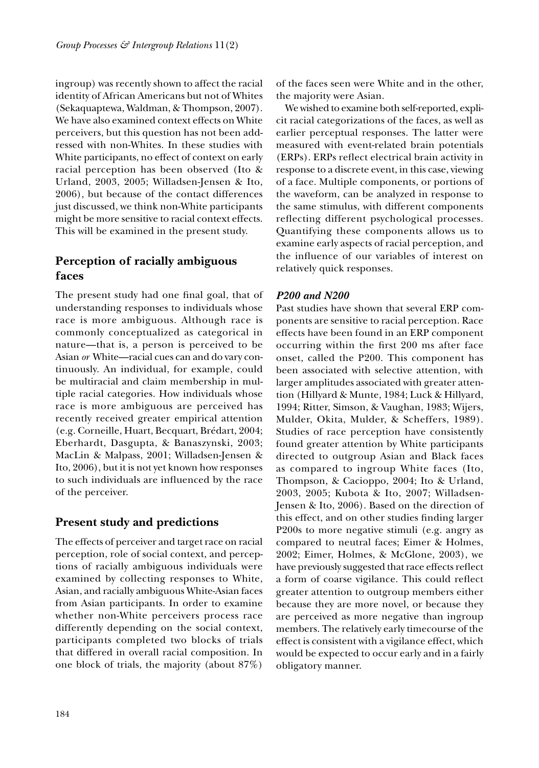ingroup) was recently shown to affect the racial identity of African Americans but not of Whites (Sekaquaptewa, Waldman, & Thompson, 2007). We have also examined context effects on White perceivers, but this question has not been addressed with non-Whites. In these studies with White participants, no effect of context on early racial perception has been observed (Ito & Urland, 2003, 2005; Willadsen-Jensen & Ito, 2006), but because of the contact differences just discussed, we think non-White participants might be more sensitive to racial context effects. This will be examined in the present study.

## Perception of racially ambiguous faces

The present study had one final goal, that of understanding responses to individuals whose race is more ambiguous. Although race is commonly conceptualized as categorical in nature—that is, a person is perceived to be Asian *or* White—racial cues can and do vary continuously. An individual, for example, could be multiracial and claim membership in multiple racial categories. How individuals whose race is more ambiguous are perceived has recently received greater empirical attention (e.g. Corneille, Huart, Becquart, Brédart, 2004; Eberhardt, Dasgupta, & Banaszynski, 2003; MacLin & Malpass, 2001; Willadsen-Jensen & Ito, 2006), but it is not yet known how responses to such individuals are influenced by the race of the perceiver.

## Present study and predictions

The effects of perceiver and target race on racial perception, role of social context, and perceptions of racially ambiguous individuals were examined by collecting responses to White, Asian, and racially ambiguous White-Asian faces from Asian participants. In order to examine whether non-White perceivers process race differently depending on the social context, participants completed two blocks of trials that differed in overall racial composition. In one block of trials, the majority (about 87%) of the faces seen were White and in the other, the majority were Asian.

We wished to examine both self-reported, explicit racial categorizations of the faces, as well as earlier perceptual responses. The latter were measured with event-related brain potentials (ERPs). ERPs reflect electrical brain activity in response to a discrete event, in this case, viewing of a face. Multiple components, or portions of the waveform, can be analyzed in response to the same stimulus, with different components reflecting different psychological processes. Quantifying these components allows us to examine early aspects of racial perception, and the influence of our variables of interest on relatively quick responses.

### *P200 and N200*

Past studies have shown that several ERP components are sensitive to racial perception. Race effects have been found in an ERP component occurring within the first 200 ms after face onset, called the P200. This component has been associated with selective attention, with larger amplitudes associated with greater attention (Hillyard & Munte, 1984; Luck & Hillyard, 1994; Ritter, Simson, & Vaughan, 1983; Wijers, Mulder, Okita, Mulder, & Scheffers, 1989). Studies of race perception have consistently found greater attention by White participants directed to outgroup Asian and Black faces as compared to ingroup White faces (Ito, Thompson, & Cacioppo, 2004; Ito & Urland, 2003, 2005; Kubota & Ito, 2007; Willadsen-Jensen & Ito, 2006). Based on the direction of this effect, and on other studies finding larger P200s to more negative stimuli (e.g. angry as compared to neutral faces; Eimer & Holmes, 2002; Eimer, Holmes, & McGlone, 2003), we have previously suggested that race effects reflect a form of coarse vigilance. This could reflect greater attention to outgroup members either because they are more novel, or because they are perceived as more negative than ingroup members. The relatively early timecourse of the effect is consistent with a vigilance effect, which would be expected to occur early and in a fairly obligatory manner.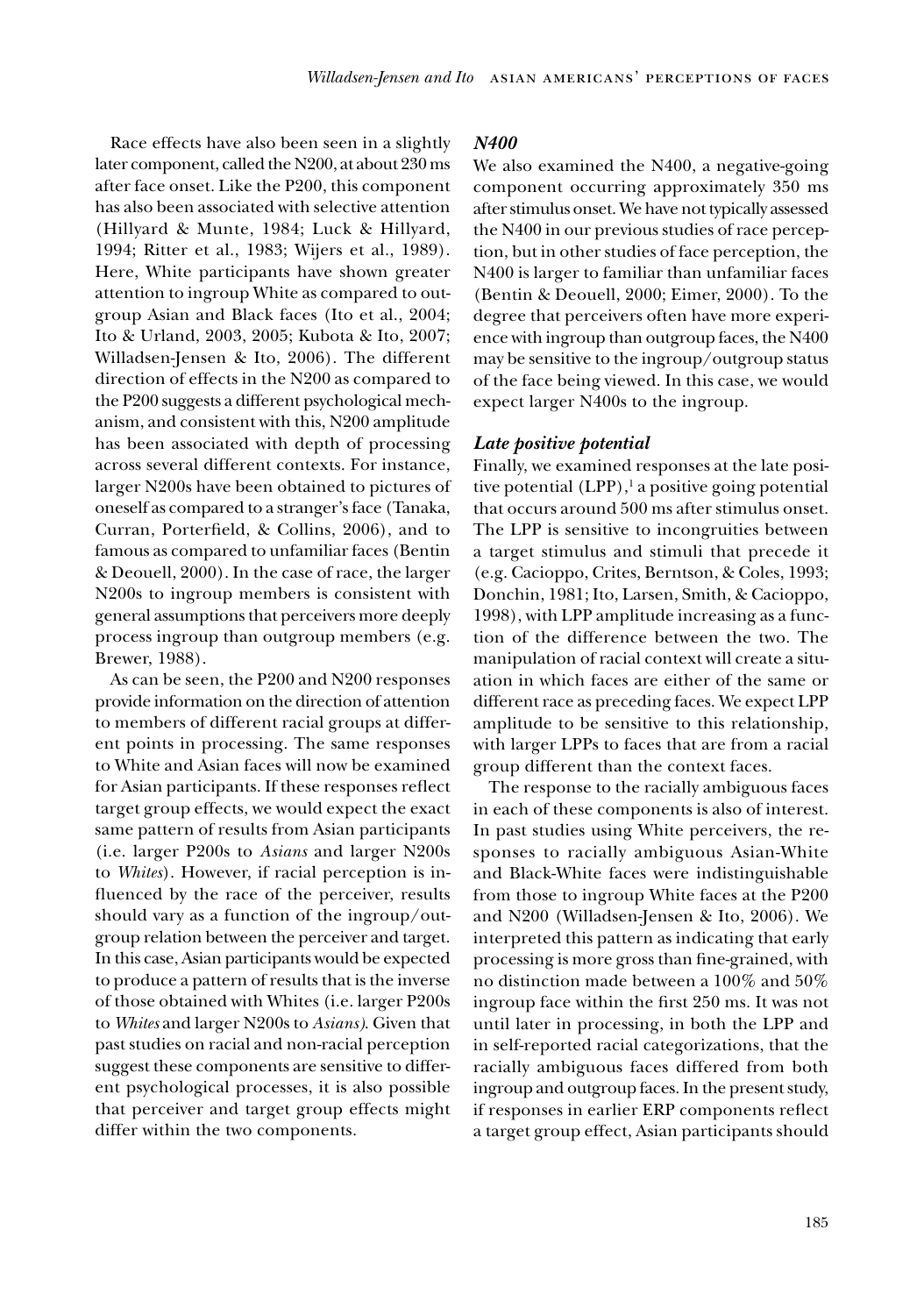Race effects have also been seen in a slightly later component, called the N200, at about 230 ms after face onset. Like the P200, this component has also been associated with selective attention (Hillyard & Munte, 1984; Luck & Hillyard, 1994; Ritter et al., 1983; Wijers et al., 1989). Here, White participants have shown greater attention to ingroup White as compared to outgroup Asian and Black faces (Ito et al., 2004; Ito & Urland, 2003, 2005; Kubota & Ito, 2007; Willadsen-Jensen & Ito, 2006). The different direction of effects in the N200 as compared to the P200 suggests a different psychological mechanism, and consistent with this, N200 amplitude has been associated with depth of processing across several different contexts. For instance, larger N200s have been obtained to pictures of oneself as compared to a stranger's face (Tanaka, Curran, Porterfield, & Collins, 2006), and to famous as compared to unfamiliar faces (Bentin & Deouell, 2000). In the case of race, the larger N200s to ingroup members is consistent with general assumptions that perceivers more deeply process ingroup than outgroup members (e.g. Brewer, 1988).

As can be seen, the P200 and N200 responses provide information on the direction of attention to members of different racial groups at different points in processing. The same responses to White and Asian faces will now be examined for Asian participants. If these responses reflect target group effects, we would expect the exact same pattern of results from Asian participants (i.e. larger P200s to *Asians* and larger N200s to *Whites*). However, if racial perception is influenced by the race of the perceiver, results should vary as a function of the ingroup/outgroup relation between the perceiver and target. In this case, Asian participants would be expected to produce a pattern of results that is the inverse of those obtained with Whites (i.e. larger P200s to *Whites* and larger N200s to *Asians*). Given that past studies on racial and non-racial perception suggest these components are sensitive to different psychological processes, it is also possible that perceiver and target group effects might differ within the two components.

### *N400*

We also examined the N400, a negative-going component occurring approximately 350 ms after stimulus onset. We have not typically assessed the N400 in our previous studies of race perception, but in other studies of face perception, the N400 is larger to familiar than unfamiliar faces (Bentin & Deouell, 2000; Eimer, 2000). To the degree that perceivers often have more experience with ingroup than outgroup faces, the N400 may be sensitive to the ingroup/outgroup status of the face being viewed. In this case, we would expect larger N400s to the ingroup.

### *Late positive potential*

Finally, we examined responses at the late positive potential (LPP),[1] a positive going potential that occurs around 500 ms after stimulus onset. The LPP is sensitive to incongruities between a target stimulus and stimuli that precede it (e.g. Cacioppo, Crites, Berntson, & Coles, 1993; Donchin, 1981; Ito, Larsen, Smith, & Cacioppo, 1998), with LPP amplitude increasing as a function of the difference between the two. The manipulation of racial context will create a situation in which faces are either of the same or different race as preceding faces. We expect LPP amplitude to be sensitive to this relationship, with larger LPPs to faces that are from a racial group different than the context faces.

The response to the racially ambiguous faces in each of these components is also of interest. In past studies using White perceivers, the responses to racially ambiguous Asian-White and Black-White faces were indistinguishable from those to ingroup White faces at the P200 and N200 (Willadsen-Jensen & Ito, 2006). We interpreted this pattern as indicating that early processing is more gross than fine-grained, with no distinction made between a 100% and 50% ingroup face within the first 250 ms. It was not until later in processing, in both the LPP and in self-reported racial categorizations, that the racially ambiguous faces differed from both ingroup and outgroup faces. In the present study, if responses in earlier ERP components reflect a target group effect, Asian participants should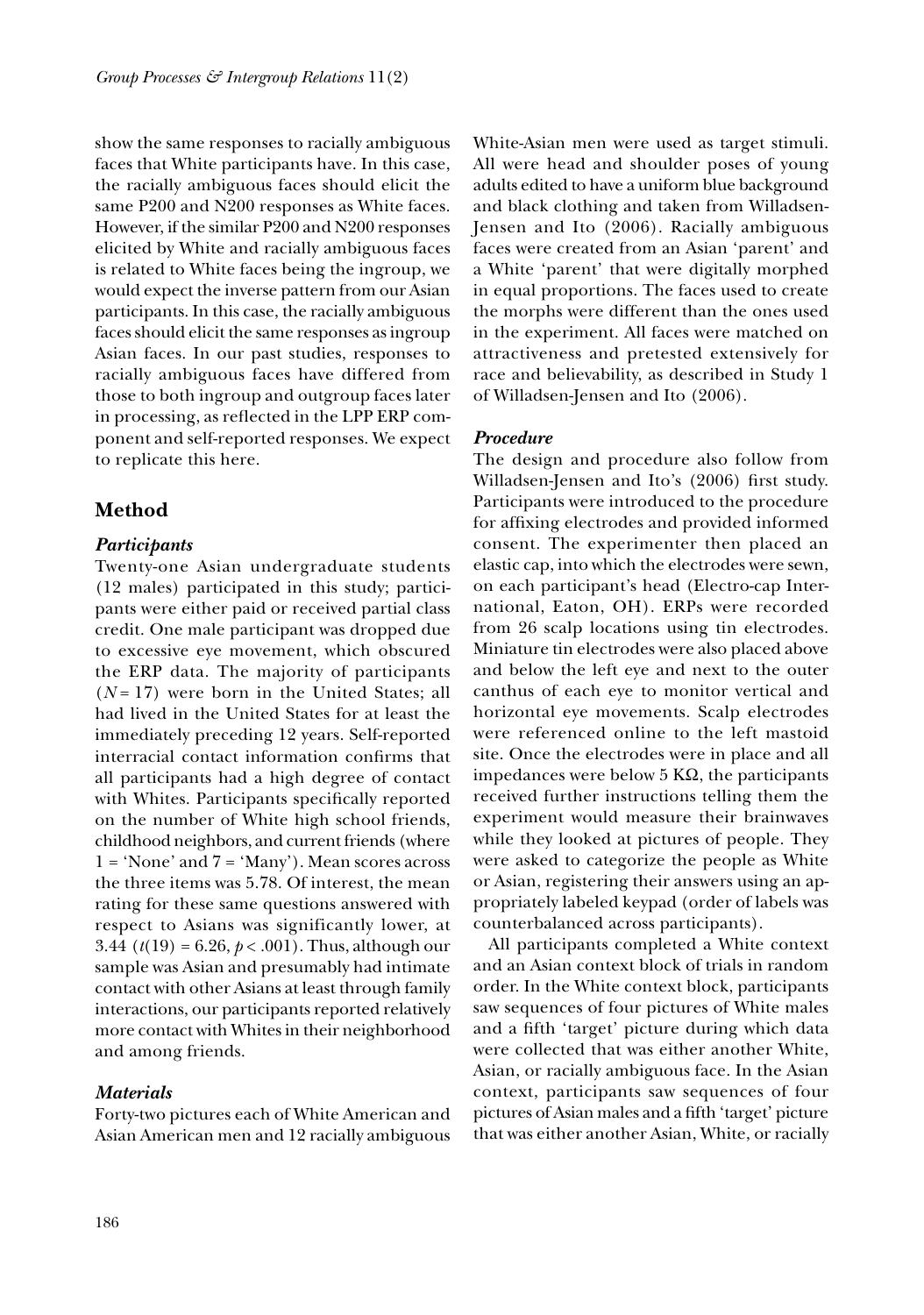show the same responses to racially ambiguous faces that White participants have. In this case, the racially ambiguous faces should elicit the same P200 and N200 responses as White faces. However, if the similar P200 and N200 responses elicited by White and racially ambiguous faces is related to White faces being the ingroup, we would expect the inverse pattern from our Asian participants. In this case, the racially ambiguous faces should elicit the same responses as ingroup Asian faces. In our past studies, responses to racially ambiguous faces have differed from those to both ingroup and outgroup faces later in processing, as reflected in the LPP ERP component and self-reported responses. We expect to replicate this here.

## Method

### *Participants*

Twenty-one Asian undergraduate students (12 males) participated in this study; participants were either paid or received partial class credit. One male participant was dropped due to excessive eye movement, which obscured the ERP data. The majority of participants ($N = 17$) were born in the United States; all had lived in the United States for at least the immediately preceding 12 years. Self-reported interracial contact information confirms that all participants had a high degree of contact with Whites. Participants specifically reported on the number of White high school friends, childhood neighbors, and current friends (where 1 = 'None' and 7 = 'Many'). Mean scores across the three items was 5.78. Of interest, the mean rating for these same questions answered with respect to Asians was significantly lower, at 3.44 ($t(19) = 6.26$, $p < .001$). Thus, although our sample was Asian and presumably had intimate contact with other Asians at least through family interactions, our participants reported relatively more contact with Whites in their neighborhood and among friends.

### *Materials*

Forty-two pictures each of White American and Asian American men and 12 racially ambiguous White-Asian men were used as target stimuli. All were head and shoulder poses of young adults edited to have a uniform blue background and black clothing and taken from Willadsen-Jensen and Ito (2006). Racially ambiguous faces were created from an Asian 'parent' and a White 'parent' that were digitally morphed in equal proportions. The faces used to create the morphs were different than the ones used in the experiment. All faces were matched on attractiveness and pretested extensively for race and believability, as described in Study 1 of Willadsen-Jensen and Ito (2006).

### *Procedure*

The design and procedure also follow from Willadsen-Jensen and Ito's (2006) first study. Participants were introduced to the procedure for affixing electrodes and provided informed consent. The experimenter then placed an elastic cap, into which the electrodes were sewn, on each participant's head (Electro-cap International, Eaton, OH). ERPs were recorded from 26 scalp locations using tin electrodes. Miniature tin electrodes were also placed above and below the left eye and next to the outer canthus of each eye to monitor vertical and horizontal eye movements. Scalp electrodes were referenced online to the left mastoid site. Once the electrodes were in place and all impedances were below 5 KΩ, the participants received further instructions telling them the experiment would measure their brainwaves while they looked at pictures of people. They were asked to categorize the people as White or Asian, registering their answers using an appropriately labeled keypad (order of labels was counterbalanced across participants).

All participants completed a White context and an Asian context block of trials in random order. In the White context block, participants saw sequences of four pictures of White males and a fifth 'target' picture during which data were collected that was either another White, Asian, or racially ambiguous face. In the Asian context, participants saw sequences of four pictures of Asian males and a fifth 'target' picture that was either another Asian, White, or racially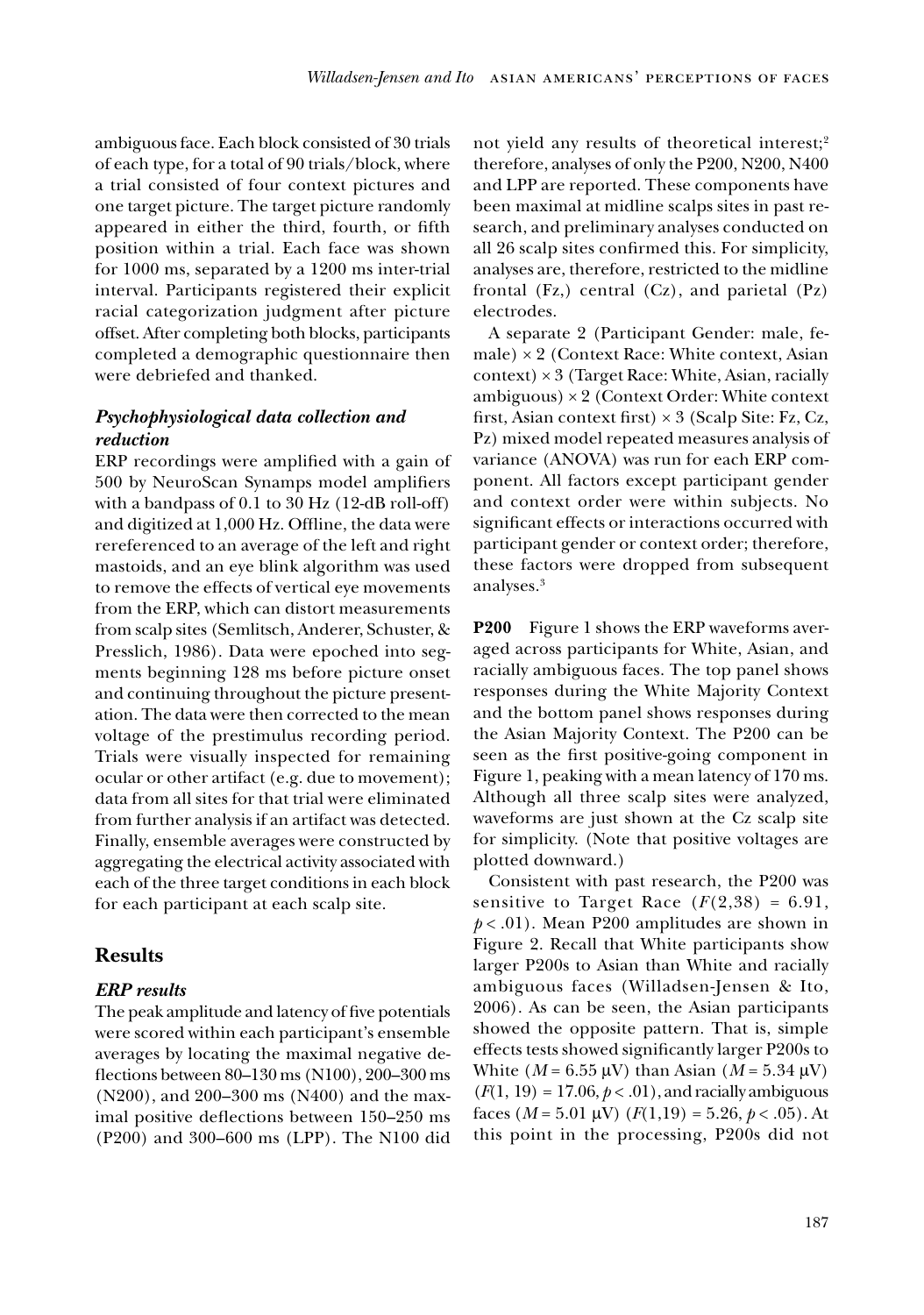ambiguous face. Each block consisted of 30 trials of each type, for a total of 90 trials/block, where a trial consisted of four context pictures and one target picture. The target picture randomly appeared in either the third, fourth, or fifth position within a trial. Each face was shown for 1000 ms, separated by a 1200 ms inter-trial interval. Participants registered their explicit racial categorization judgment after picture offset. After completing both blocks, participants completed a demographic questionnaire then were debriefed and thanked.

### *Psychophysiological data collection and reduction*

ERP recordings were amplified with a gain of 500 by NeuroScan Synamps model amplifiers with a bandpass of 0.1 to 30 Hz (12-dB roll-off) and digitized at 1,000 Hz. Offline, the data were rereferenced to an average of the left and right mastoids, and an eye blink algorithm was used to remove the effects of vertical eye movements from the ERP, which can distort measurements from scalp sites (Semlitsch, Anderer, Schuster, & Presslich, 1986). Data were epoched into segments beginning 128 ms before picture onset and continuing throughout the picture presentation. The data were then corrected to the mean voltage of the prestimulus recording period. Trials were visually inspected for remaining ocular or other artifact (e.g. due to movement); data from all sites for that trial were eliminated from further analysis if an artifact was detected. Finally, ensemble averages were constructed by aggregating the electrical activity associated with each of the three target conditions in each block for each participant at each scalp site.

## Results

### *ERP results*

The peak amplitude and latency of five potentials were scored within each participant's ensemble averages by locating the maximal negative deflections between 80–130 ms (N100), 200–300 ms (N200), and 200–300 ms (N400) and the maximal positive deflections between 150–250 ms (P200) and 300–600 ms (LPP). The N100 did not yield any results of theoretical interest;[2] therefore, analyses of only the P200, N200, N400 and LPP are reported. These components have been maximal at midline scalps sites in past research, and preliminary analyses conducted on all 26 scalp sites confirmed this. For simplicity, analyses are, therefore, restricted to the midline frontal (Fz,) central (Cz), and parietal (Pz) electrodes.

A separate 2 (Participant Gender: male, female) × 2 (Context Race: White context, Asian context) × 3 (Target Race: White, Asian, racially ambiguous) × 2 (Context Order: White context first, Asian context first) × 3 (Scalp Site: Fz, Cz, Pz) mixed model repeated measures analysis of variance (ANOVA) was run for each ERP component. All factors except participant gender and context order were within subjects. No significant effects or interactions occurred with participant gender or context order; therefore, these factors were dropped from subsequent analyses.[3]

**P200** Figure 1 shows the ERP waveforms averaged across participants for White, Asian, and racially ambiguous faces. The top panel shows responses during the White Majority Context and the bottom panel shows responses during the Asian Majority Context. The P200 can be seen as the first positive-going component in Figure 1, peaking with a mean latency of 170 ms. Although all three scalp sites were analyzed, waveforms are just shown at the Cz scalp site for simplicity. (Note that positive voltages are plotted downward.)

Consistent with past research, the P200 was sensitive to Target Race ($F(2,38) = 6.91$, $p < .01$). Mean P200 amplitudes are shown in Figure 2. Recall that White participants show larger P200s to Asian than White and racially ambiguous faces (Willadsen-Jensen & Ito, 2006). As can be seen, the Asian participants showed the opposite pattern. That is, simple effects tests showed significantly larger P200s to White ($M = 6.55$ μV) than Asian ($M = 5.34$ μV) ($F(1, 19) = 17.06$, $p < .01$), and racially ambiguous faces ($M = 5.01$ μV) ($F(1,19) = 5.26$, $p < .05$). At this point in the processing, P200s did not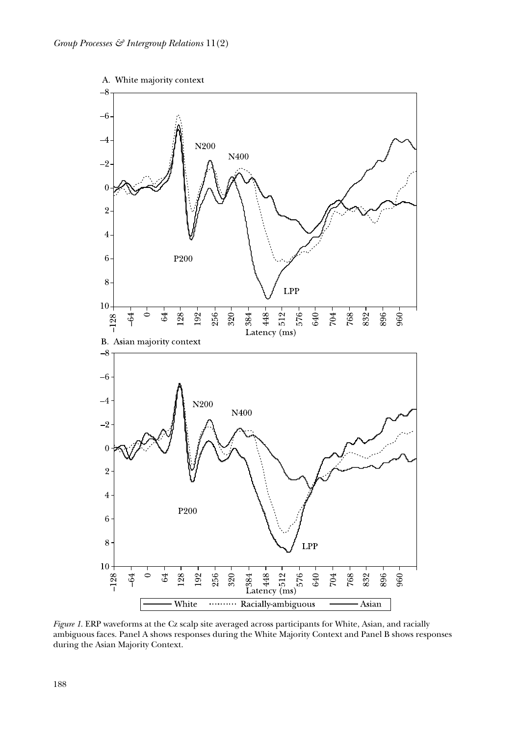*Figure 1.* ERP waveforms at the Cz scalp site averaged across participants for White, Asian, and racially ambiguous faces. Panel A shows responses during the White Majority Context and Panel B shows responses during the Asian Majority Context.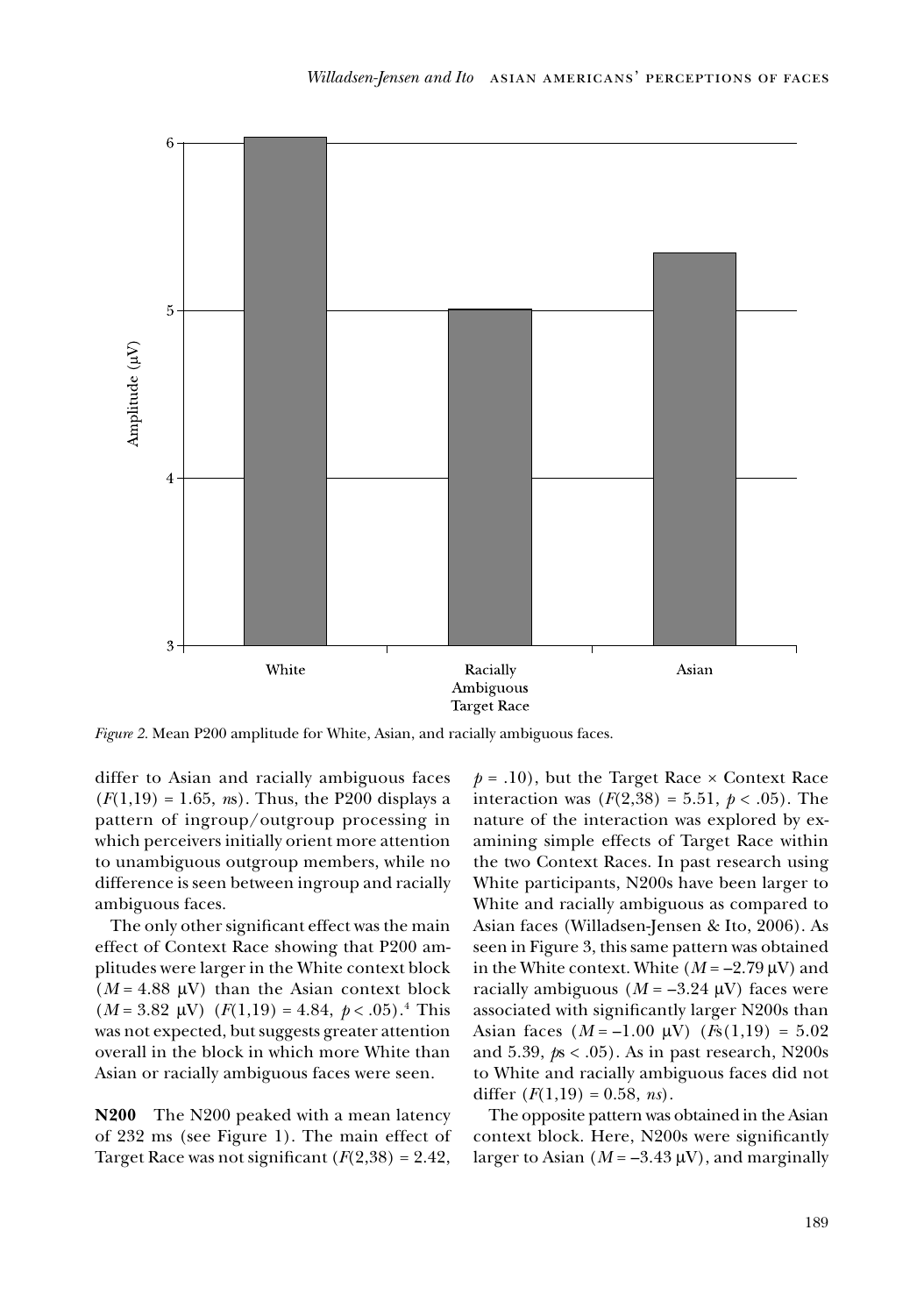*Figure 2.* Mean P200 amplitude for White, Asian, and racially ambiguous faces.

differ to Asian and racially ambiguous faces ($F(1,19) = 1.65$, *ns*). Thus, the P200 displays a pattern of ingroup/outgroup processing in which perceivers initially orient more attention to unambiguous outgroup members, while no difference is seen between ingroup and racially ambiguous faces.

The only other significant effect was the main effect of Context Race showing that P200 amplitudes were larger in the White context block ($M = 4.88$ μV) than the Asian context block ($M = 3.82$ μV) ($F(1,19) = 4.84$, $p < .05$).[4] This was not expected, but suggests greater attention overall in the block in which more White than Asian or racially ambiguous faces were seen.

**N200** The N200 peaked with a mean latency of 232 ms (see Figure 1). The main effect of Target Race was not significant ($F(2,38) = 2.42$, $p = .10$), but the Target Race × Context Race interaction was ($F(2,38) = 5.51$, $p < .05$). The nature of the interaction was explored by examining simple effects of Target Race within the two Context Races. In past research using White participants, N200s have been larger to White and racially ambiguous as compared to Asian faces (Willadsen-Jensen & Ito, 2006). As seen in Figure 3, this same pattern was obtained in the White context. White ($M = -2.79$ μV) and racially ambiguous ($M = -3.24$ μV) faces were associated with significantly larger N200s than Asian faces ($M = -1.00$ μV) (*F*s$(1,19) = 5.02$ and 5.39, *p*s $< .05$). As in past research, N200s to White and racially ambiguous faces did not differ ($F(1,19) = 0.58$, *ns*).

The opposite pattern was obtained in the Asian context block. Here, N200s were significantly larger to Asian ($M = -3.43$ μV), and marginally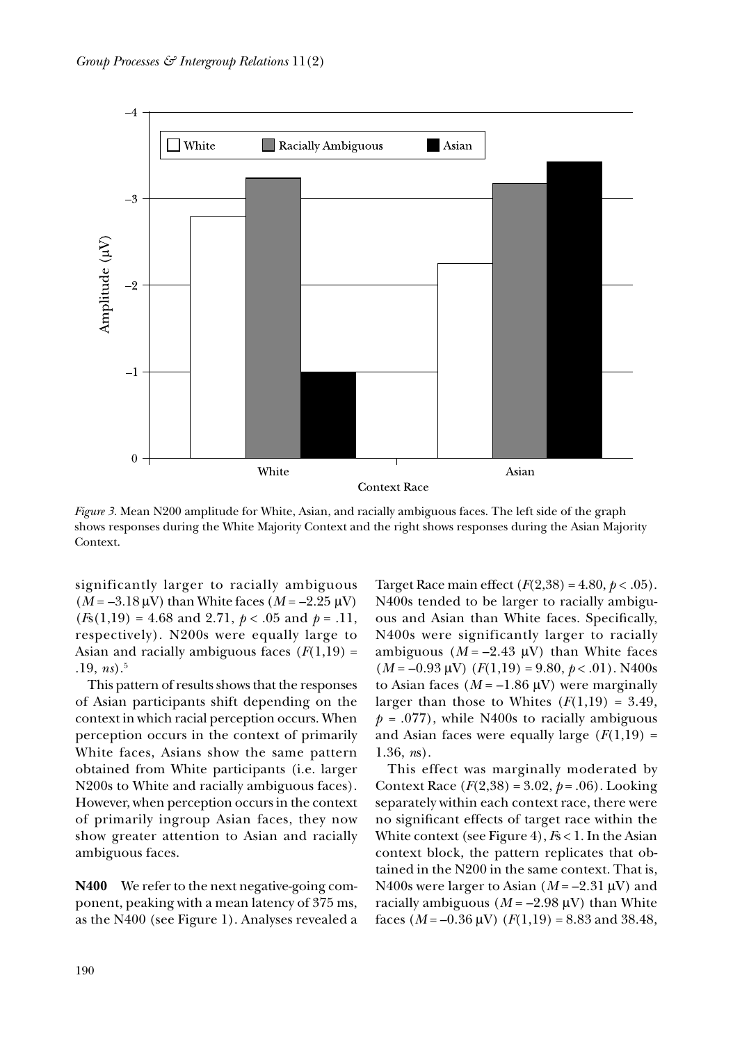*Figure 3.* Mean N200 amplitude for White, Asian, and racially ambiguous faces. The left side of the graph shows responses during the White Majority Context and the right shows responses during the Asian Majority Context.

significantly larger to racially ambiguous ($M$ = –3.18 μV) than White faces ($M$ = –2.25 μV) ($F$s(1,19) = 4.68 and 2.71, $p$ < .05 and $p$ = .11, respectively). N200s were equally large to Asian and racially ambiguous faces ($F$(1,19) = .19, *ns*).[5]

This pattern of results shows that the responses of Asian participants shift depending on the context in which racial perception occurs. When perception occurs in the context of primarily White faces, Asians show the same pattern obtained from White participants (i.e. larger N200s to White and racially ambiguous faces). However, when perception occurs in the context of primarily ingroup Asian faces, they now show greater attention to Asian and racially ambiguous faces.

**N400** We refer to the next negative-going component, peaking with a mean latency of 375 ms, as the N400 (see Figure 1). Analyses revealed a Target Race main effect ($F$(2,38) = 4.80, $p$ < .05). N400s tended to be larger to racially ambiguous and Asian than White faces. Specifically, N400s were significantly larger to racially ambiguous ($M$ = –2.43 μV) than White faces ($M$ = –0.93 μV) ($F$(1,19) = 9.80, $p$ < .01). N400s to Asian faces ($M$ = –1.86 μV) were marginally larger than those to Whites ($F$(1,19) = 3.49, $p$ = .077), while N400s to racially ambiguous and Asian faces were equally large ($F$(1,19) = 1.36, *ns*).

This effect was marginally moderated by Context Race ($F$(2,38) = 3.02, $p$ = .06). Looking separately within each context race, there were no significant effects of target race within the White context (see Figure 4), $F$s < 1. In the Asian context block, the pattern replicates that obtained in the N200 in the same context. That is, N400s were larger to Asian ($M$ = –2.31 μV) and racially ambiguous ($M$ = –2.98 μV) than White faces ($M$ = –0.36 μV) ($F$(1,19) = 8.83 and 38.48,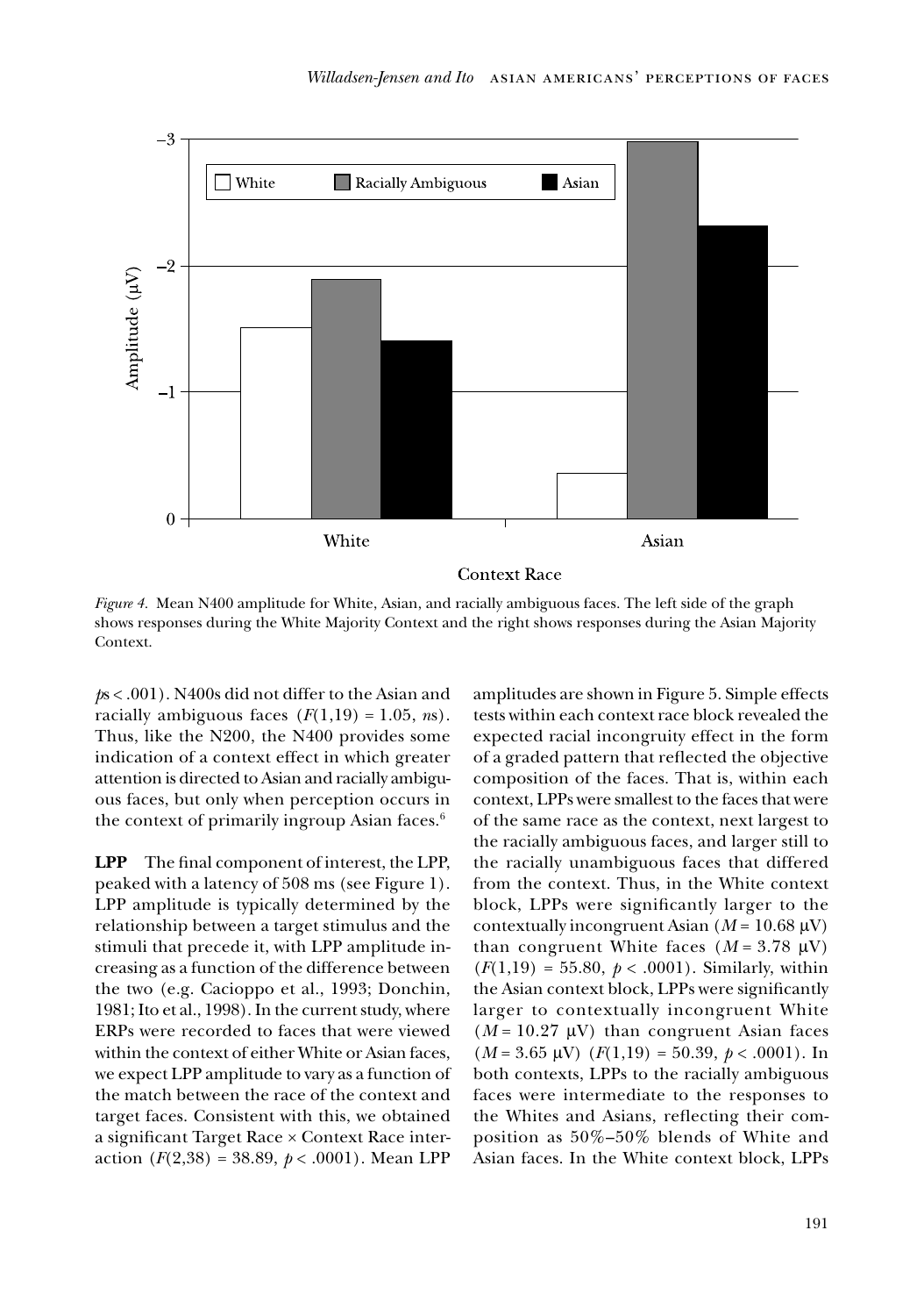*Figure 4.* Mean N400 amplitude for White, Asian, and racially ambiguous faces. The left side of the graph shows responses during the White Majority Context and the right shows responses during the Asian Majority Context.

*p*s < .001). N400s did not differ to the Asian and racially ambiguous faces ($F(1,19) = 1.05$, *ns*). Thus, like the N200, the N400 provides some indication of a context effect in which greater attention is directed to Asian and racially ambiguous faces, but only when perception occurs in the context of primarily ingroup Asian faces.[6]

**LPP** The final component of interest, the LPP, peaked with a latency of 508 ms (see Figure 1). LPP amplitude is typically determined by the relationship between a target stimulus and the stimuli that precede it, with LPP amplitude increasing as a function of the difference between the two (e.g. Cacioppo et al., 1993; Donchin, 1981; Ito et al., 1998). In the current study, where ERPs were recorded to faces that were viewed within the context of either White or Asian faces, we expect LPP amplitude to vary as a function of the match between the race of the context and target faces. Consistent with this, we obtained a significant Target Race × Context Race interaction ($F(2,38) = 38.89$, $p < .0001$). Mean LPP amplitudes are shown in Figure 5. Simple effects tests within each context race block revealed the expected racial incongruity effect in the form of a graded pattern that reflected the objective composition of the faces. That is, within each context, LPPs were smallest to the faces that were of the same race as the context, next largest to the racially ambiguous faces, and larger still to the racially unambiguous faces that differed from the context. Thus, in the White context block, LPPs were significantly larger to the contextually incongruent Asian ($M = 10.68$ μV) than congruent White faces ($M = 3.78$ μV) ($F(1,19) = 55.80$, $p < .0001$). Similarly, within the Asian context block, LPPs were significantly larger to contextually incongruent White ($M = 10.27$ μV) than congruent Asian faces ($M = 3.65$ μV) ($F(1,19) = 50.39$, $p < .0001$). In both contexts, LPPs to the racially ambiguous faces were intermediate to the responses to the Whites and Asians, reflecting their composition as 50%–50% blends of White and Asian faces. In the White context block, LPPs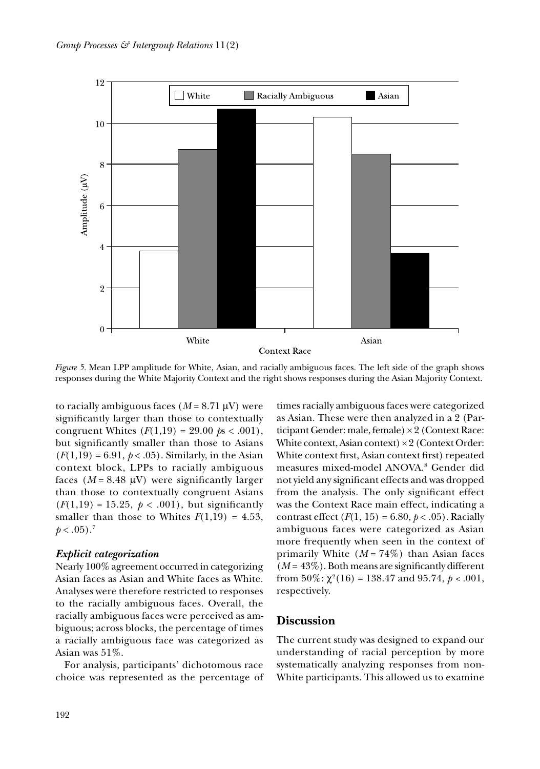*Figure 5.* Mean LPP amplitude for White, Asian, and racially ambiguous faces. The left side of the graph shows responses during the White Majority Context and the right shows responses during the Asian Majority Context.

to racially ambiguous faces ($M = 8.71$ μV) were significantly larger than those to contextually congruent Whites ($F(1,19) = 29.00$ $p$s $< .001$), but significantly smaller than those to Asians ($F(1,19) = 6.91$, $p < .05$). Similarly, in the Asian context block, LPPs to racially ambiguous faces ($M = 8.48$ μV) were significantly larger than those to contextually congruent Asians ($F(1,19) = 15.25$, $p < .001$), but significantly smaller than those to Whites $F(1,19) = 4.53$, $p < .05$).[7]

### *Explicit categorization*

Nearly 100% agreement occurred in categorizing Asian faces as Asian and White faces as White. Analyses were therefore restricted to responses to the racially ambiguous faces. Overall, the racially ambiguous faces were perceived as ambiguous; across blocks, the percentage of times a racially ambiguous face was categorized as Asian was 51%.

For analysis, participants' dichotomous race choice was represented as the percentage of times racially ambiguous faces were categorized as Asian. These were then analyzed in a 2 (Participant Gender: male, female) × 2 (Context Race: White context, Asian context) × 2 (Context Order: White context first, Asian context first) repeated measures mixed-model ANOVA.[8] Gender did not yield any significant effects and was dropped from the analysis. The only significant effect was the Context Race main effect, indicating a contrast effect ($F(1, 15) = 6.80$, $p < .05$). Racially ambiguous faces were categorized as Asian more frequently when seen in the context of primarily White ($M = 74\%$) than Asian faces ($M = 43\%$). Both means are significantly different from 50%: $\chi^2(16) = 138.47$ and 95.74, $p < .001$, respectively.

## Discussion

The current study was designed to expand our understanding of racial perception by more systematically analyzing responses from non-White participants. This allowed us to examine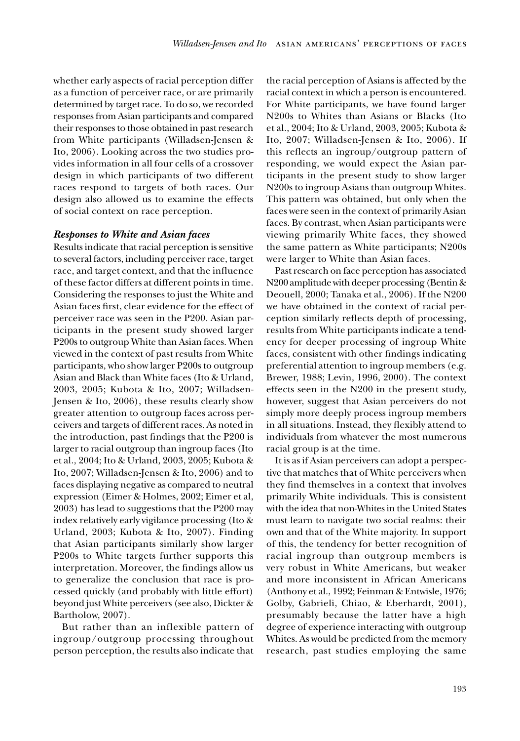whether early aspects of racial perception differ as a function of perceiver race, or are primarily determined by target race. To do so, we recorded responses from Asian participants and compared their responses to those obtained in past research from White participants (Willadsen-Jensen & Ito, 2006). Looking across the two studies provides information in all four cells of a crossover design in which participants of two different races respond to targets of both races. Our design also allowed us to examine the effects of social context on race perception.

### *Responses to White and Asian faces*

Results indicate that racial perception is sensitive to several factors, including perceiver race, target race, and target context, and that the influence of these factor differs at different points in time. Considering the responses to just the White and Asian faces first, clear evidence for the effect of perceiver race was seen in the P200. Asian participants in the present study showed larger P200s to outgroup White than Asian faces. When viewed in the context of past results from White participants, who show larger P200s to outgroup Asian and Black than White faces (Ito & Urland, 2003, 2005; Kubota & Ito, 2007; Willadsen-Jensen & Ito, 2006), these results clearly show greater attention to outgroup faces across perceivers and targets of different races. As noted in the introduction, past findings that the P200 is larger to racial outgroup than ingroup faces (Ito et al., 2004; Ito & Urland, 2003, 2005; Kubota & Ito, 2007; Willadsen-Jensen & Ito, 2006) and to faces displaying negative as compared to neutral expression (Eimer & Holmes, 2002; Eimer et al, 2003) has lead to suggestions that the P200 may index relatively early vigilance processing (Ito & Urland, 2003; Kubota & Ito, 2007). Finding that Asian participants similarly show larger P200s to White targets further supports this interpretation. Moreover, the findings allow us to generalize the conclusion that race is processed quickly (and probably with little effort) beyond just White perceivers (see also, Dickter & Bartholow, 2007).

But rather than an inflexible pattern of ingroup/outgroup processing throughout person perception, the results also indicate that the racial perception of Asians is affected by the racial context in which a person is encountered. For White participants, we have found larger N200s to Whites than Asians or Blacks (Ito et al., 2004; Ito & Urland, 2003, 2005; Kubota & Ito, 2007; Willadsen-Jensen & Ito, 2006). If this reflects an ingroup/outgroup pattern of responding, we would expect the Asian participants in the present study to show larger N200s to ingroup Asians than outgroup Whites. This pattern was obtained, but only when the faces were seen in the context of primarily Asian faces. By contrast, when Asian participants were viewing primarily White faces, they showed the same pattern as White participants; N200s were larger to White than Asian faces.

Past research on face perception has associated N200 amplitude with deeper processing (Bentin & Deouell, 2000; Tanaka et al., 2006). If the N200 we have obtained in the context of racial perception similarly reflects depth of processing, results from White participants indicate a tendency for deeper processing of ingroup White faces, consistent with other findings indicating preferential attention to ingroup members (e.g. Brewer, 1988; Levin, 1996, 2000). The context effects seen in the N200 in the present study, however, suggest that Asian perceivers do not simply more deeply process ingroup members in all situations. Instead, they flexibly attend to individuals from whatever the most numerous racial group is at the time.

It is as if Asian perceivers can adopt a perspective that matches that of White perceivers when they find themselves in a context that involves primarily White individuals. This is consistent with the idea that non-Whites in the United States must learn to navigate two social realms: their own and that of the White majority. In support of this, the tendency for better recognition of racial ingroup than outgroup members is very robust in White Americans, but weaker and more inconsistent in African Americans (Anthony et al., 1992; Feinman & Entwisle, 1976; Golby, Gabrieli, Chiao, & Eberhardt, 2001), presumably because the latter have a high degree of experience interacting with outgroup Whites. As would be predicted from the memory research, past studies employing the same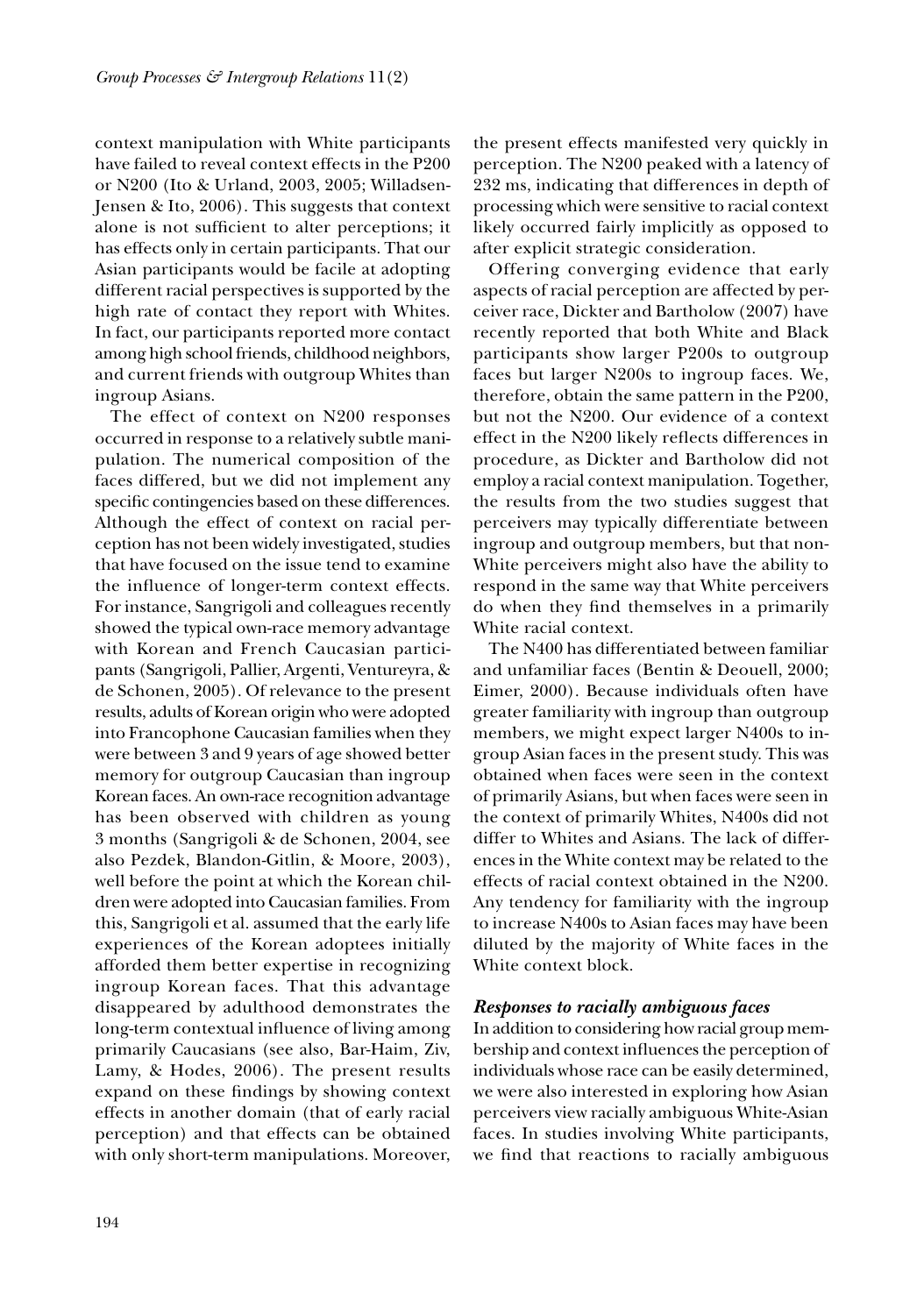context manipulation with White participants have failed to reveal context effects in the P200 or N200 (Ito & Urland, 2003, 2005; Willadsen-Jensen & Ito, 2006). This suggests that context alone is not sufficient to alter perceptions; it has effects only in certain participants. That our Asian participants would be facile at adopting different racial perspectives is supported by the high rate of contact they report with Whites. In fact, our participants reported more contact among high school friends, childhood neighbors, and current friends with outgroup Whites than ingroup Asians.

The effect of context on N200 responses occurred in response to a relatively subtle manipulation. The numerical composition of the faces differed, but we did not implement any specific contingencies based on these differences. Although the effect of context on racial perception has not been widely investigated, studies that have focused on the issue tend to examine the influence of longer-term context effects. For instance, Sangrigoli and colleagues recently showed the typical own-race memory advantage with Korean and French Caucasian participants (Sangrigoli, Pallier, Argenti, Ventureyra, & de Schonen, 2005). Of relevance to the present results, adults of Korean origin who were adopted into Francophone Caucasian families when they were between 3 and 9 years of age showed better memory for outgroup Caucasian than ingroup Korean faces. An own-race recognition advantage has been observed with children as young 3 months (Sangrigoli & de Schonen, 2004, see also Pezdek, Blandon-Gitlin, & Moore, 2003), well before the point at which the Korean children were adopted into Caucasian families. From this, Sangrigoli et al. assumed that the early life experiences of the Korean adoptees initially afforded them better expertise in recognizing ingroup Korean faces. That this advantage disappeared by adulthood demonstrates the long-term contextual influence of living among primarily Caucasians (see also, Bar-Haim, Ziv, Lamy, & Hodes, 2006). The present results expand on these findings by showing context effects in another domain (that of early racial perception) and that effects can be obtained with only short-term manipulations. Moreover, the present effects manifested very quickly in perception. The N200 peaked with a latency of 232 ms, indicating that differences in depth of processing which were sensitive to racial context likely occurred fairly implicitly as opposed to after explicit strategic consideration.

Offering converging evidence that early aspects of racial perception are affected by perceiver race, Dickter and Bartholow (2007) have recently reported that both White and Black participants show larger P200s to outgroup faces but larger N200s to ingroup faces. We, therefore, obtain the same pattern in the P200, but not the N200. Our evidence of a context effect in the N200 likely reflects differences in procedure, as Dickter and Bartholow did not employ a racial context manipulation. Together, the results from the two studies suggest that perceivers may typically differentiate between ingroup and outgroup members, but that non-White perceivers might also have the ability to respond in the same way that White perceivers do when they find themselves in a primarily White racial context.

The N400 has differentiated between familiar and unfamiliar faces (Bentin & Deouell, 2000; Eimer, 2000). Because individuals often have greater familiarity with ingroup than outgroup members, we might expect larger N400s to ingroup Asian faces in the present study. This was obtained when faces were seen in the context of primarily Asians, but when faces were seen in the context of primarily Whites, N400s did not differ to Whites and Asians. The lack of differences in the White context may be related to the effects of racial context obtained in the N200. Any tendency for familiarity with the ingroup to increase N400s to Asian faces may have been diluted by the majority of White faces in the White context block.

### *Responses to racially ambiguous faces*

In addition to considering how racial group membership and context influences the perception of individuals whose race can be easily determined, we were also interested in exploring how Asian perceivers view racially ambiguous White-Asian faces. In studies involving White participants, we find that reactions to racially ambiguous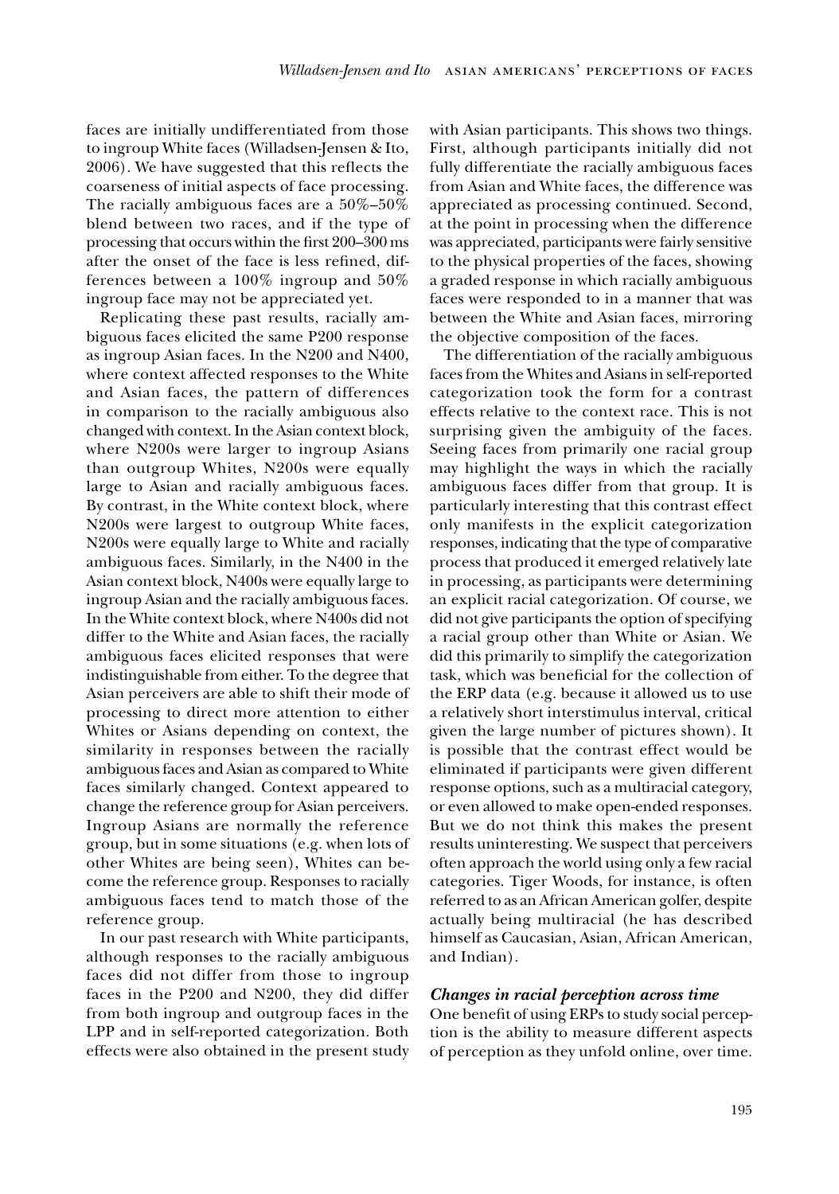faces are initially undifferentiated from those to ingroup White faces (Willadsen-Jensen & Ito, 2006). We have suggested that this reflects the coarseness of initial aspects of face processing. The racially ambiguous faces are a 50%–50% blend between two races, and if the type of processing that occurs within the first 200–300 ms after the onset of the face is less refined, differences between a 100% ingroup and 50% ingroup face may not be appreciated yet.

Replicating these past results, racially ambiguous faces elicited the same P200 response as ingroup Asian faces. In the N200 and N400, where context affected responses to the White and Asian faces, the pattern of differences in comparison to the racially ambiguous also changed with context. In the Asian context block, where N200s were larger to ingroup Asians than outgroup Whites, N200s were equally large to Asian and racially ambiguous faces. By contrast, in the White context block, where N200s were largest to outgroup White faces, N200s were equally large to White and racially ambiguous faces. Similarly, in the N400 in the Asian context block, N400s were equally large to ingroup Asian and the racially ambiguous faces. In the White context block, where N400s did not differ to the White and Asian faces, the racially ambiguous faces elicited responses that were indistinguishable from either. To the degree that Asian perceivers are able to shift their mode of processing to direct more attention to either Whites or Asians depending on context, the similarity in responses between the racially ambiguous faces and Asian as compared to White faces similarly changed. Context appeared to change the reference group for Asian perceivers. Ingroup Asians are normally the reference group, but in some situations (e.g. when lots of other Whites are being seen), Whites can become the reference group. Responses to racially ambiguous faces tend to match those of the reference group.

In our past research with White participants, although responses to the racially ambiguous faces did not differ from those to ingroup faces in the P200 and N200, they did differ from both ingroup and outgroup faces in the LPP and in self-reported categorization. Both effects were also obtained in the present study with Asian participants. This shows two things. First, although participants initially did not fully differentiate the racially ambiguous faces from Asian and White faces, the difference was appreciated as processing continued. Second, at the point in processing when the difference was appreciated, participants were fairly sensitive to the physical properties of the faces, showing a graded response in which racially ambiguous faces were responded to in a manner that was between the White and Asian faces, mirroring the objective composition of the faces.

The differentiation of the racially ambiguous faces from the Whites and Asians in self-reported categorization took the form for a contrast effects relative to the context race. This is not surprising given the ambiguity of the faces. Seeing faces from primarily one racial group may highlight the ways in which the racially ambiguous faces differ from that group. It is particularly interesting that this contrast effect only manifests in the explicit categorization responses, indicating that the type of comparative process that produced it emerged relatively late in processing, as participants were determining an explicit racial categorization. Of course, we did not give participants the option of specifying a racial group other than White or Asian. We did this primarily to simplify the categorization task, which was beneficial for the collection of the ERP data (e.g. because it allowed us to use a relatively short interstimulus interval, critical given the large number of pictures shown). It is possible that the contrast effect would be eliminated if participants were given different response options, such as a multiracial category, or even allowed to make open-ended responses. But we do not think this makes the present results uninteresting. We suspect that perceivers often approach the world using only a few racial categories. Tiger Woods, for instance, is often referred to as an African American golfer, despite actually being multiracial (he has described himself as Caucasian, Asian, African American, and Indian).

### *Changes in racial perception across time*

One benefit of using ERPs to study social perception is the ability to measure different aspects of perception as they unfold online, over time.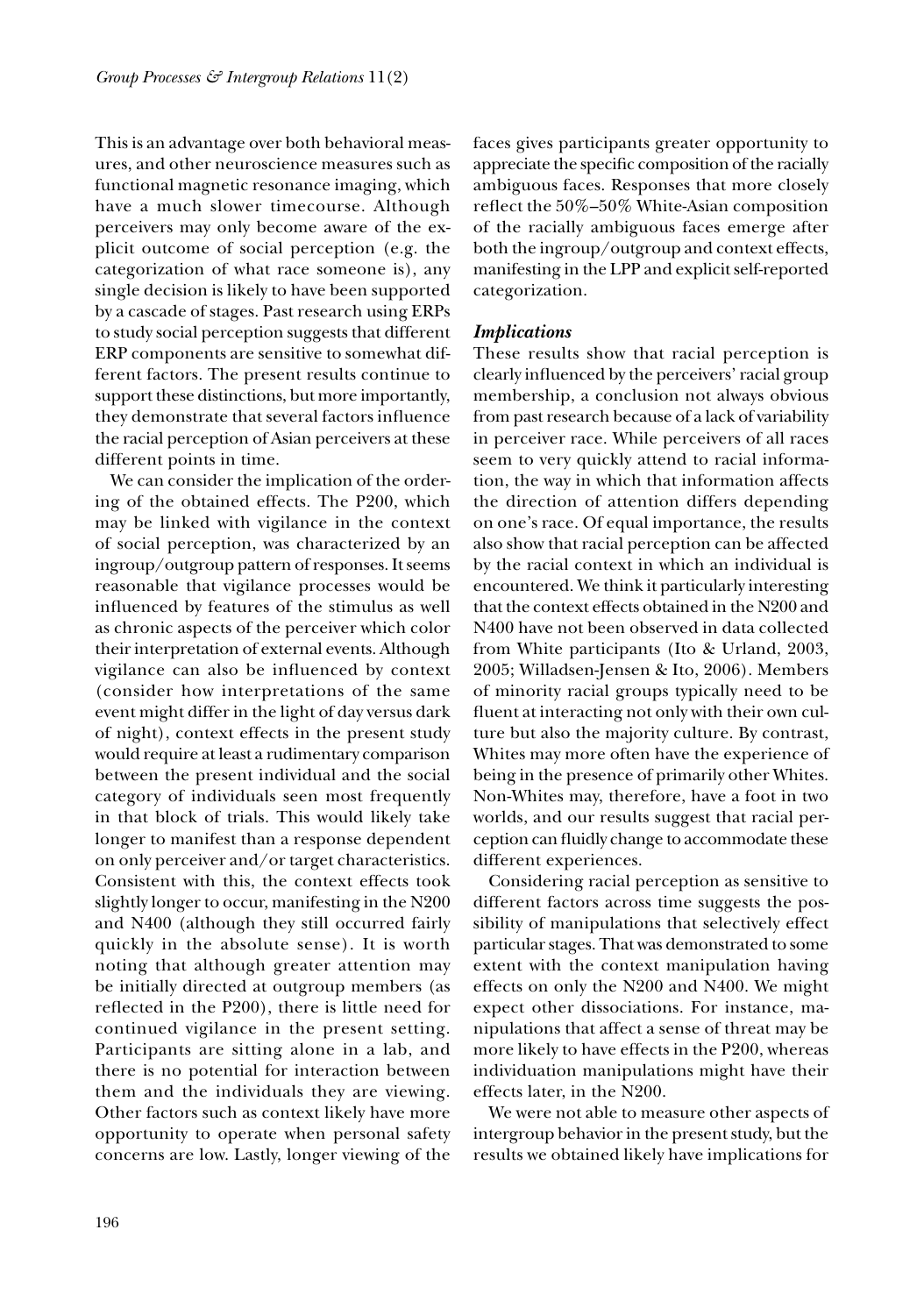This is an advantage over both behavioral measures, and other neuroscience measures such as functional magnetic resonance imaging, which have a much slower timecourse. Although perceivers may only become aware of the explicit outcome of social perception (e.g. the categorization of what race someone is), any single decision is likely to have been supported by a cascade of stages. Past research using ERPs to study social perception suggests that different ERP components are sensitive to somewhat different factors. The present results continue to support these distinctions, but more importantly, they demonstrate that several factors influence the racial perception of Asian perceivers at these different points in time.

We can consider the implication of the ordering of the obtained effects. The P200, which may be linked with vigilance in the context of social perception, was characterized by an ingroup/outgroup pattern of responses. It seems reasonable that vigilance processes would be influenced by features of the stimulus as well as chronic aspects of the perceiver which color their interpretation of external events. Although vigilance can also be influenced by context (consider how interpretations of the same event might differ in the light of day versus dark of night), context effects in the present study would require at least a rudimentary comparison between the present individual and the social category of individuals seen most frequently in that block of trials. This would likely take longer to manifest than a response dependent on only perceiver and/or target characteristics. Consistent with this, the context effects took slightly longer to occur, manifesting in the N200 and N400 (although they still occurred fairly quickly in the absolute sense). It is worth noting that although greater attention may be initially directed at outgroup members (as reflected in the P200), there is little need for continued vigilance in the present setting. Participants are sitting alone in a lab, and there is no potential for interaction between them and the individuals they are viewing. Other factors such as context likely have more opportunity to operate when personal safety concerns are low. Lastly, longer viewing of the faces gives participants greater opportunity to appreciate the specific composition of the racially ambiguous faces. Responses that more closely reflect the 50%–50% White-Asian composition of the racially ambiguous faces emerge after both the ingroup/outgroup and context effects, manifesting in the LPP and explicit self-reported categorization.

### *Implications*

These results show that racial perception is clearly influenced by the perceivers' racial group membership, a conclusion not always obvious from past research because of a lack of variability in perceiver race. While perceivers of all races seem to very quickly attend to racial information, the way in which that information affects the direction of attention differs depending on one's race. Of equal importance, the results also show that racial perception can be affected by the racial context in which an individual is encountered. We think it particularly interesting that the context effects obtained in the N200 and N400 have not been observed in data collected from White participants (Ito & Urland, 2003, 2005; Willadsen-Jensen & Ito, 2006). Members of minority racial groups typically need to be fluent at interacting not only with their own culture but also the majority culture. By contrast, Whites may more often have the experience of being in the presence of primarily other Whites. Non-Whites may, therefore, have a foot in two worlds, and our results suggest that racial perception can fluidly change to accommodate these different experiences.

Considering racial perception as sensitive to different factors across time suggests the possibility of manipulations that selectively effect particular stages. That was demonstrated to some extent with the context manipulation having effects on only the N200 and N400. We might expect other dissociations. For instance, manipulations that affect a sense of threat may be more likely to have effects in the P200, whereas individuation manipulations might have their effects later, in the N200.

We were not able to measure other aspects of intergroup behavior in the present study, but the results we obtained likely have implications for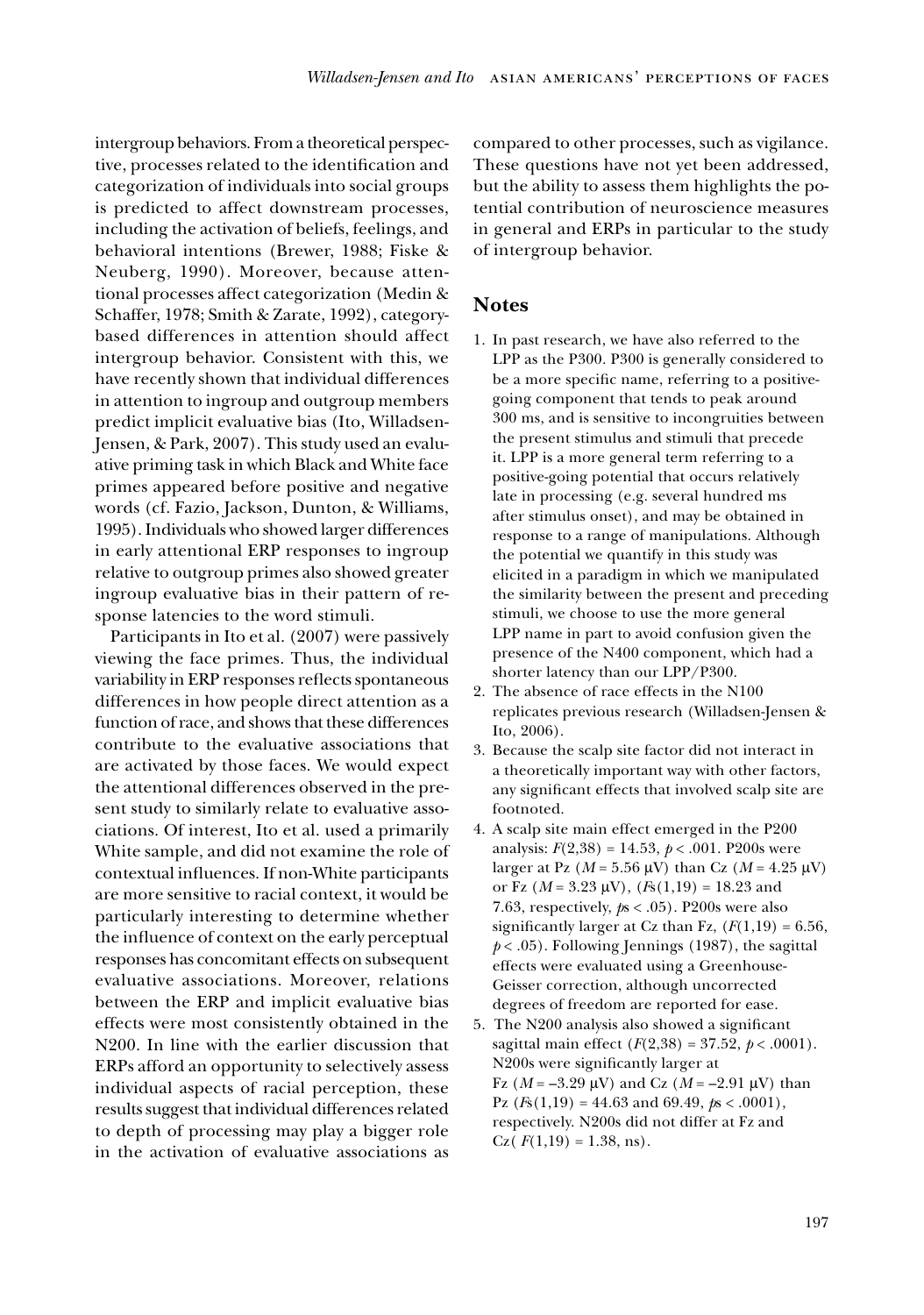intergroup behaviors. From a theoretical perspective, processes related to the identification and categorization of individuals into social groups is predicted to affect downstream processes, including the activation of beliefs, feelings, and behavioral intentions (Brewer, 1988; Fiske & Neuberg, 1990). Moreover, because attentional processes affect categorization (Medin & Schaffer, 1978; Smith & Zarate, 1992), category-based differences in attention should affect intergroup behavior. Consistent with this, we have recently shown that individual differences in attention to ingroup and outgroup members predict implicit evaluative bias (Ito, Willadsen-Jensen, & Park, 2007). This study used an evaluative priming task in which Black and White face primes appeared before positive and negative words (cf. Fazio, Jackson, Dunton, & Williams, 1995). Individuals who showed larger differences in early attentional ERP responses to ingroup relative to outgroup primes also showed greater ingroup evaluative bias in their pattern of response latencies to the word stimuli.

Participants in Ito et al. (2007) were passively viewing the face primes. Thus, the individual variability in ERP responses reflects spontaneous differences in how people direct attention as a function of race, and shows that these differences contribute to the evaluative associations that are activated by those faces. We would expect the attentional differences observed in the present study to similarly relate to evaluative associations. Of interest, Ito et al. used a primarily White sample, and did not examine the role of contextual influences. If non-White participants are more sensitive to racial context, it would be particularly interesting to determine whether the influence of context on the early perceptual responses has concomitant effects on subsequent evaluative associations. Moreover, relations between the ERP and implicit evaluative bias effects were most consistently obtained in the N200. In line with the earlier discussion that ERPs afford an opportunity to selectively assess individual aspects of racial perception, these results suggest that individual differences related to depth of processing may play a bigger role in the activation of evaluative associations as compared to other processes, such as vigilance. These questions have not yet been addressed, but the ability to assess them highlights the potential contribution of neuroscience measures in general and ERPs in particular to the study of intergroup behavior.

## Notes

1. In past research, we have also referred to the LPP as the P300. P300 is generally considered to be a more specific name, referring to a positive-going component that tends to peak around 300 ms, and is sensitive to incongruities between the present stimulus and stimuli that precede it. LPP is a more general term referring to a positive-going potential that occurs relatively late in processing (e.g. several hundred ms after stimulus onset), and may be obtained in response to a range of manipulations. Although the potential we quantify in this study was elicited in a paradigm in which we manipulated the similarity between the present and preceding stimuli, we choose to use the more general LPP name in part to avoid confusion given the presence of the N400 component, which had a shorter latency than our LPP/P300.
2. The absence of race effects in the N100 replicates previous research (Willadsen-Jensen & Ito, 2006).
3. Because the scalp site factor did not interact in a theoretically important way with other factors, any significant effects that involved scalp site are footnoted.
4. A scalp site main effect emerged in the P200 analysis: $F(2,38) = 14.53$, $p < .001$. P200s were larger at Pz ($M = 5.56$ μV) than Cz ($M = 4.25$ μV) or Fz ($M = 3.23$ μV), ($F$s$(1,19) = 18.23$ and 7.63, respectively, $p$s $< .05$). P200s were also significantly larger at Cz than Fz, ($F(1,19) = 6.56$, $p < .05$). Following Jennings (1987), the sagittal effects were evaluated using a Greenhouse-Geisser correction, although uncorrected degrees of freedom are reported for ease.
5. The N200 analysis also showed a significant sagittal main effect ($F(2,38) = 37.52$, $p < .0001$). N200s were significantly larger at Fz ($M = -3.29$ μV) and Cz ($M = -2.91$ μV) than Pz ($F$s$(1,19) = 44.63$ and 69.49, $p$s $< .0001$), respectively. N200s did not differ at Fz and Cz( $F(1,19) = 1.38$, ns).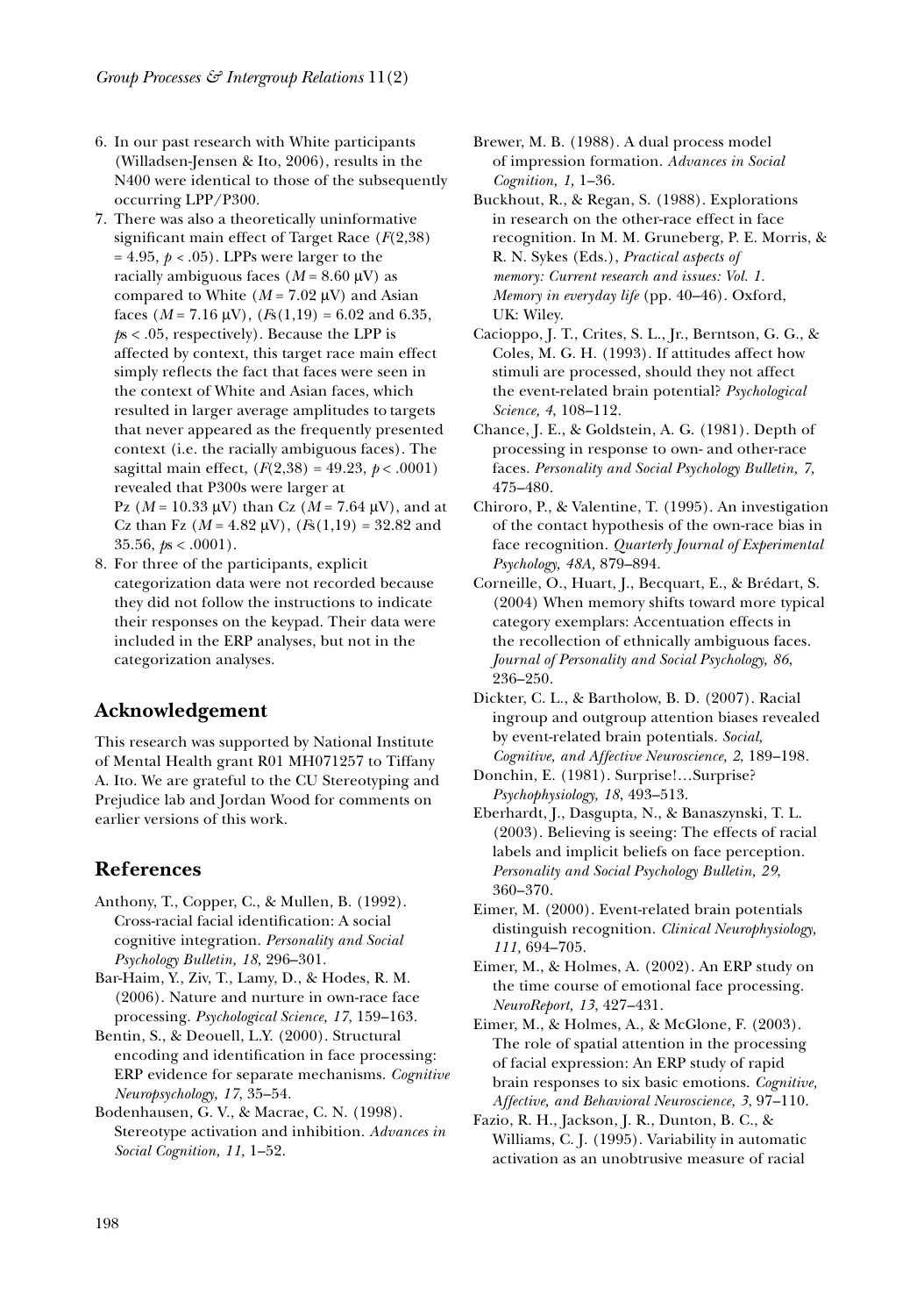6. In our past research with White participants (Willadsen-Jensen & Ito, 2006), results in the N400 were identical to those of the subsequently occurring LPP/P300.
7. There was also a theoretically uninformative significant main effect of Target Race ($F(2,38) = 4.95$, $p < .05$). LPPs were larger to the racially ambiguous faces ($M = 8.60\ \mu V$) as compared to White ($M = 7.02\ \mu V$) and Asian faces ($M = 7.16\ \mu V$), ($Fs(1,19) = 6.02$ and $6.35$, $ps < .05$, respectively). Because the LPP is affected by context, this target race main effect simply reflects the fact that faces were seen in the context of White and Asian faces, which resulted in larger average amplitudes to targets that never appeared as the frequently presented context (i.e. the racially ambiguous faces). The sagittal main effect, ($F(2,38) = 49.23$, $p < .0001$) revealed that P300s were larger at Pz ($M = 10.33\ \mu V$) than Cz ($M = 7.64\ \mu V$), and at Cz than Fz ($M = 4.82\ \mu V$), ($Fs(1,19) = 32.82$ and $35.56$, $ps < .0001$).
8. For three of the participants, explicit categorization data were not recorded because they did not follow the instructions to indicate their responses on the keypad. Their data were included in the ERP analyses, but not in the categorization analyses.

## Acknowledgement

This research was supported by National Institute of Mental Health grant R01 MH071257 to Tiffany A. Ito. We are grateful to the CU Stereotyping and Prejudice lab and Jordan Wood for comments on earlier versions of this work.

## References

Anthony, T., Copper, C., & Mullen, B. (1992). Cross-racial facial identification: A social cognitive integration. *Personality and Social Psychology Bulletin, 18*, 296–301.

Bar-Haim, Y., Ziv, T., Lamy, D., & Hodes, R. M. (2006). Nature and nurture in own-race face processing. *Psychological Science, 17*, 159–163.

Bentin, S., & Deouell, L.Y. (2000). Structural encoding and identification in face processing: ERP evidence for separate mechanisms. *Cognitive Neuropsychology, 17*, 35–54.

Bodenhausen, G. V., & Macrae, C. N. (1998). Stereotype activation and inhibition. *Advances in Social Cognition, 11,* 1–52.

Brewer, M. B. (1988). A dual process model of impression formation. *Advances in Social Cognition, 1,* 1–36.

Buckhout, R., & Regan, S. (1988). Explorations in research on the other-race effect in face recognition. In M. M. Gruneberg, P. E. Morris, & R. N. Sykes (Eds.), *Practical aspects of memory: Current research and issues: Vol. 1. Memory in everyday life* (pp. 40–46). Oxford, UK: Wiley.

Cacioppo, J. T., Crites, S. L., Jr., Berntson, G. G., & Coles, M. G. H. (1993). If attitudes affect how stimuli are processed, should they not affect the event-related brain potential? *Psychological Science, 4*, 108–112.

Chance, J. E., & Goldstein, A. G. (1981). Depth of processing in response to own- and other-race faces. *Personality and Social Psychology Bulletin, 7,* 475–480.

Chiroro, P., & Valentine, T. (1995). An investigation of the contact hypothesis of the own-race bias in face recognition. *Quarterly Journal of Experimental Psychology, 48A,* 879–894.

Corneille, O., Huart, J., Becquart, E., & Brédart, S. (2004) When memory shifts toward more typical category exemplars: Accentuation effects in the recollection of ethnically ambiguous faces. *Journal of Personality and Social Psychology, 86*, 236–250.

Dickter, C. L., & Bartholow, B. D. (2007). Racial ingroup and outgroup attention biases revealed by event-related brain potentials. *Social, Cognitive, and Affective Neuroscience, 2,* 189–198.

Donchin, E. (1981). Surprise!…Surprise? *Psychophysiology, 18*, 493–513.

Eberhardt, J., Dasgupta, N., & Banaszynski, T. L. (2003). Believing is seeing: The effects of racial labels and implicit beliefs on face perception. *Personality and Social Psychology Bulletin, 29*, 360–370.

Eimer, M. (2000). Event-related brain potentials distinguish recognition. *Clinical Neurophysiology, 111,* 694–705.

Eimer, M., & Holmes, A. (2002). An ERP study on the time course of emotional face processing. *NeuroReport, 13*, 427–431.

Eimer, M., & Holmes, A., & McGlone, F. (2003). The role of spatial attention in the processing of facial expression: An ERP study of rapid brain responses to six basic emotions. *Cognitive, Affective, and Behavioral Neuroscience, 3*, 97–110.

Fazio, R. H., Jackson, J. R., Dunton, B. C., & Williams, C. J. (1995). Variability in automatic activation as an unobtrusive measure of racial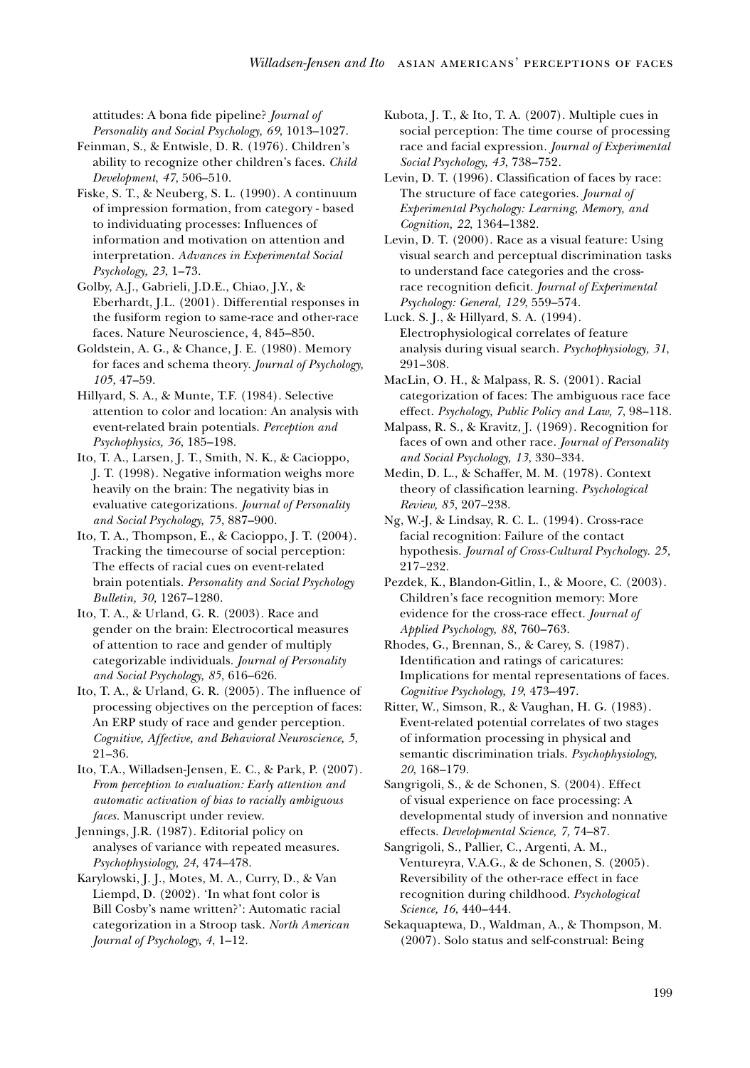attitudes: A bona fide pipeline? *Journal of Personality and Social Psychology, 69*, 1013–1027.

Feinman, S., & Entwisle, D. R. (1976). Children's ability to recognize other children's faces. *Child Development, 47*, 506–510.

Fiske, S. T., & Neuberg, S. L. (1990). A continuum of impression formation, from category - based to individuating processes: Influences of information and motivation on attention and interpretation. *Advances in Experimental Social Psychology, 23*, 1–73.

Golby, A.J., Gabrieli, J.D.E., Chiao, J.Y., & Eberhardt, J.L. (2001). Differential responses in the fusiform region to same-race and other-race faces. Nature Neuroscience, 4, 845–850.

Goldstein, A. G., & Chance, J. E. (1980). Memory for faces and schema theory. *Journal of Psychology, 105*, 47–59.

Hillyard, S. A., & Munte, T.F. (1984). Selective attention to color and location: An analysis with event-related brain potentials. *Perception and Psychophysics, 36*, 185–198.

Ito, T. A., Larsen, J. T., Smith, N. K., & Cacioppo, J. T. (1998). Negative information weighs more heavily on the brain: The negativity bias in evaluative categorizations. *Journal of Personality and Social Psychology, 75*, 887–900.

Ito, T. A., Thompson, E., & Cacioppo, J. T. (2004). Tracking the timecourse of social perception: The effects of racial cues on event-related brain potentials. *Personality and Social Psychology Bulletin, 30,* 1267–1280.

Ito, T. A., & Urland, G. R. (2003). Race and gender on the brain: Electrocortical measures of attention to race and gender of multiply categorizable individuals. *Journal of Personality and Social Psychology, 85*, 616–626.

Ito, T. A., & Urland, G. R. (2005). The influence of processing objectives on the perception of faces: An ERP study of race and gender perception. *Cognitive, Affective, and Behavioral Neuroscience, 5*, 21–36.

Ito, T.A., Willadsen-Jensen, E. C., & Park, P. (2007). *From perception to evaluation: Early attention and automatic activation of bias to racially ambiguous faces.* Manuscript under review.

Jennings, J.R. (1987). Editorial policy on analyses of variance with repeated measures. *Psychophysiology, 24*, 474–478.

Karylowski, J. J., Motes, M. A., Curry, D., & Van Liempd, D. (2002). 'In what font color is Bill Cosby's name written?': Automatic racial categorization in a Stroop task. *North American Journal of Psychology, 4*, 1–12.

Kubota, J. T., & Ito, T. A. (2007). Multiple cues in social perception: The time course of processing race and facial expression. *Journal of Experimental Social Psychology, 43*, 738–752.

Levin, D. T. (1996). Classification of faces by race: The structure of face categories. *Journal of Experimental Psychology: Learning, Memory, and Cognition, 22*, 1364–1382.

Levin, D. T. (2000). Race as a visual feature: Using visual search and perceptual discrimination tasks to understand face categories and the cross-race recognition deficit. *Journal of Experimental Psychology: General, 129*, 559–574.

Luck. S. J., & Hillyard, S. A. (1994). Electrophysiological correlates of feature analysis during visual search. *Psychophysiology, 31*, 291–308.

MacLin, O. H., & Malpass, R. S. (2001). Racial categorization of faces: The ambiguous race face effect. *Psychology, Public Policy and Law, 7*, 98–118.

Malpass, R. S., & Kravitz, J. (1969). Recognition for faces of own and other race. *Journal of Personality and Social Psychology, 13*, 330–334.

Medin, D. L., & Schaffer, M. M. (1978). Context theory of classification learning. *Psychological Review, 85*, 207–238.

Ng, W.-J, & Lindsay, R. C. L. (1994). Cross-race facial recognition: Failure of the contact hypothesis. *Journal of Cross-Cultural Psychology. 25,* 217–232.

Pezdek, K., Blandon-Gitlin, I., & Moore, C. (2003). Children's face recognition memory: More evidence for the cross-race effect. *Journal of Applied Psychology, 88,* 760–763.

Rhodes, G., Brennan, S., & Carey, S. (1987). Identification and ratings of caricatures: Implications for mental representations of faces. *Cognitive Psychology, 19*, 473–497.

Ritter, W., Simson, R., & Vaughan, H. G. (1983). Event-related potential correlates of two stages of information processing in physical and semantic discrimination trials. *Psychophysiology, 20*, 168–179.

Sangrigoli, S., & de Schonen, S. (2004). Effect of visual experience on face processing: A developmental study of inversion and nonnative effects. *Developmental Science, 7,* 74–87.

Sangrigoli, S., Pallier, C., Argenti, A. M., Ventureyra, V.A.G., & de Schonen, S. (2005). Reversibility of the other-race effect in face recognition during childhood. *Psychological Science, 16*, 440–444.

Sekaquaptewa, D., Waldman, A., & Thompson, M. (2007). Solo status and self-construal: Being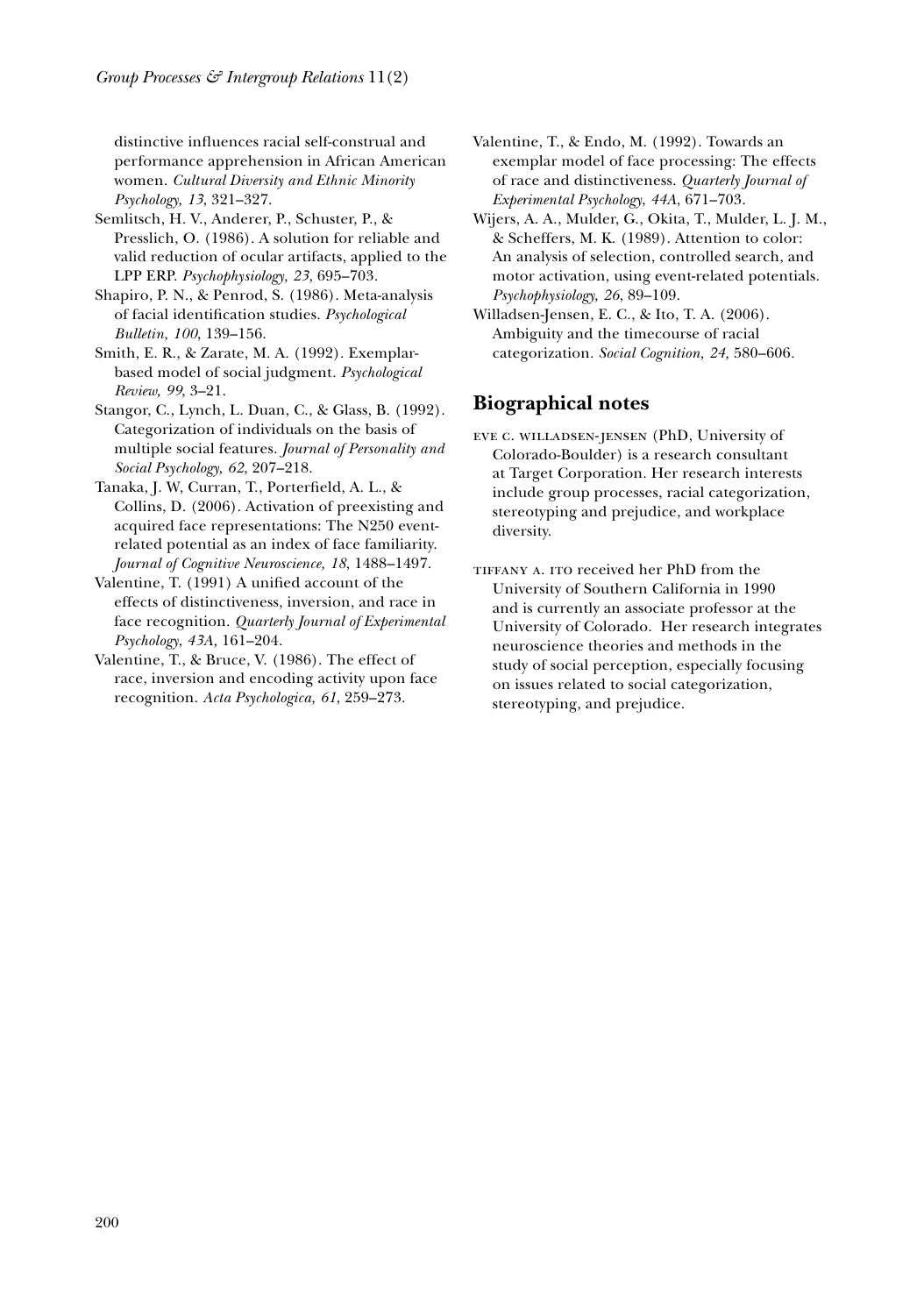distinctive influences racial self-construal and performance apprehension in African American women. *Cultural Diversity and Ethnic Minority Psychology, 13*, 321–327.

Semlitsch, H. V., Anderer, P., Schuster, P., & Presslich, O. (1986). A solution for reliable and valid reduction of ocular artifacts, applied to the LPP ERP. *Psychophysiology, 23*, 695–703.

Shapiro, P. N., & Penrod, S. (1986). Meta-analysis of facial identification studies. *Psychological Bulletin, 100*, 139–156.

Smith, E. R., & Zarate, M. A. (1992). Exemplar-based model of social judgment. *Psychological Review, 99*, 3–21.

Stangor, C., Lynch, L. Duan, C., & Glass, B. (1992). Categorization of individuals on the basis of multiple social features. *Journal of Personality and Social Psychology, 62*, 207–218.

Tanaka, J. W, Curran, T., Porterfield, A. L., & Collins, D. (2006). Activation of preexisting and acquired face representations: The N250 event-related potential as an index of face familiarity. *Journal of Cognitive Neuroscience, 18*, 1488–1497.

Valentine, T. (1991) A unified account of the effects of distinctiveness, inversion, and race in face recognition. *Quarterly Journal of Experimental Psychology, 43A,* 161–204.

Valentine, T., & Bruce, V. (1986). The effect of race, inversion and encoding activity upon face recognition. *Acta Psychologica, 61*, 259–273.

Valentine, T., & Endo, M. (1992). Towards an exemplar model of face processing: The effects of race and distinctiveness. *Quarterly Journal of Experimental Psychology, 44A*, 671–703.

Wijers, A. A., Mulder, G., Okita, T., Mulder, L. J. M., & Scheffers, M. K. (1989). Attention to color: An analysis of selection, controlled search, and motor activation, using event-related potentials. *Psychophysiology, 26*, 89–109.

Willadsen-Jensen, E. C., & Ito, T. A. (2006). Ambiguity and the timecourse of racial categorization. *Social Cognition, 24,* 580–606.

## Biographical notes

EVE C. WILLADSEN-JENSEN (PhD, University of Colorado-Boulder) is a research consultant at Target Corporation. Her research interests include group processes, racial categorization, stereotyping and prejudice, and workplace diversity.

TIFFANY A. ITO received her PhD from the University of Southern California in 1990 and is currently an associate professor at the University of Colorado. Her research integrates neuroscience theories and methods in the study of social perception, especially focusing on issues related to social categorization, stereotyping, and prejudice.